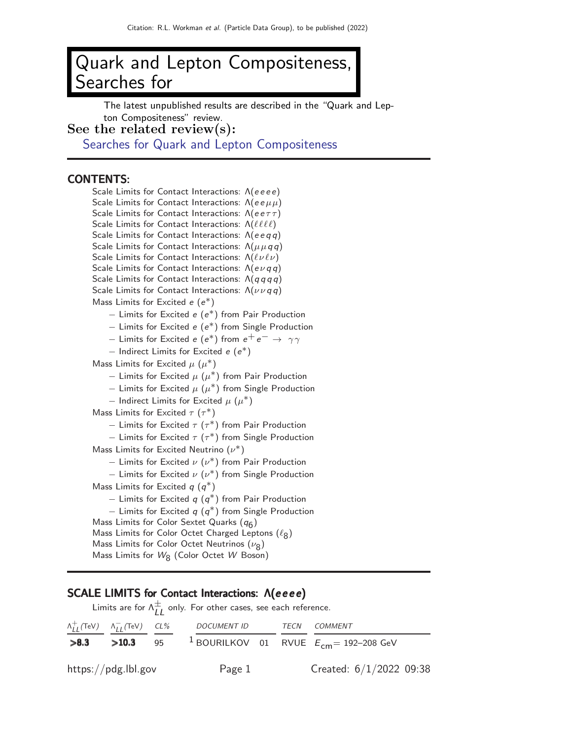# Quark and Lepton Compositeness, Searches for

The latest unpublished results are described in the "Quark and Lepton Compositeness" review.

**See the related review(s):**

Searches for Quark and Lepton Compositeness

## CONTENTS:

- Scale Limits for Contact Interactions: $\Lambda(eeee)$
- Scale Limits for Contact Interactions: $\Lambda(ee\mu\mu)$
- Scale Limits for Contact Interactions: $\Lambda(ee\tau\tau)$
- Scale Limits for Contact Interactions: $\Lambda(\ell\ell\ell\ell)$
- Scale Limits for Contact Interactions: $\Lambda(eeqq)$
- Scale Limits for Contact Interactions: $\Lambda(\mu\mu qq)$
- Scale Limits for Contact Interactions: $\Lambda(\ell\nu\ell\nu)$
- Scale Limits for Contact Interactions: $\Lambda(e\nu qq)$
- Scale Limits for Contact Interactions: $\Lambda(qqqq)$
- Scale Limits for Contact Interactions: $\Lambda(\nu\nu qq)$
- Mass Limits for Excited $e$ ($e^*$)
  - – Limits for Excited $e$ ($e^*$) from Pair Production
  - – Limits for Excited $e$ ($e^*$) from Single Production
  - – Limits for Excited $e$ ($e^*$) from $e^+e^- \rightarrow \gamma\gamma$
  - – Indirect Limits for Excited $e$ ($e^*$)
- Mass Limits for Excited $\mu$ ($\mu^*$)
  - – Limits for Excited $\mu$ ($\mu^*$) from Pair Production
  - – Limits for Excited $\mu$ ($\mu^*$) from Single Production
  - – Indirect Limits for Excited $\mu$ ($\mu^*$)
- Mass Limits for Excited $\tau$ ($\tau^*$)
  - – Limits for Excited $\tau$ ($\tau^*$) from Pair Production
  - – Limits for Excited $\tau$ ($\tau^*$) from Single Production
- Mass Limits for Excited Neutrino ($\nu^*$)
  - – Limits for Excited $\nu$ ($\nu^*$) from Pair Production
  - – Limits for Excited $\nu$ ($\nu^*$) from Single Production
- Mass Limits for Excited $q$ ($q^*$)
  - – Limits for Excited $q$ ($q^*$) from Pair Production
  - – Limits for Excited $q$ ($q^*$) from Single Production
- Mass Limits for Color Sextet Quarks ($q_6$)
- Mass Limits for Color Octet Charged Leptons ($\ell_8$)
- Mass Limits for Color Octet Neutrinos ($\nu_8$)
- Mass Limits for $W_8$ (Color Octet $W$ Boson)

## SCALE LIMITS for Contact Interactions: $\Lambda(eeee)$

Limits are for $\Lambda^{\pm}_{LL}$ only. For other cases, see each reference.

| $\Lambda^+_{LL}$(TeV) | $\Lambda^-_{LL}$(TeV) | CL% | DOCUMENT ID | | TECN | COMMENT |
|---|---|---|---|---|---|---|
| **>8.3** | **>10.3** | 95 | [1] BOURILKOV | 01 | RVUE | $E_{cm}$= 192–208 GeV |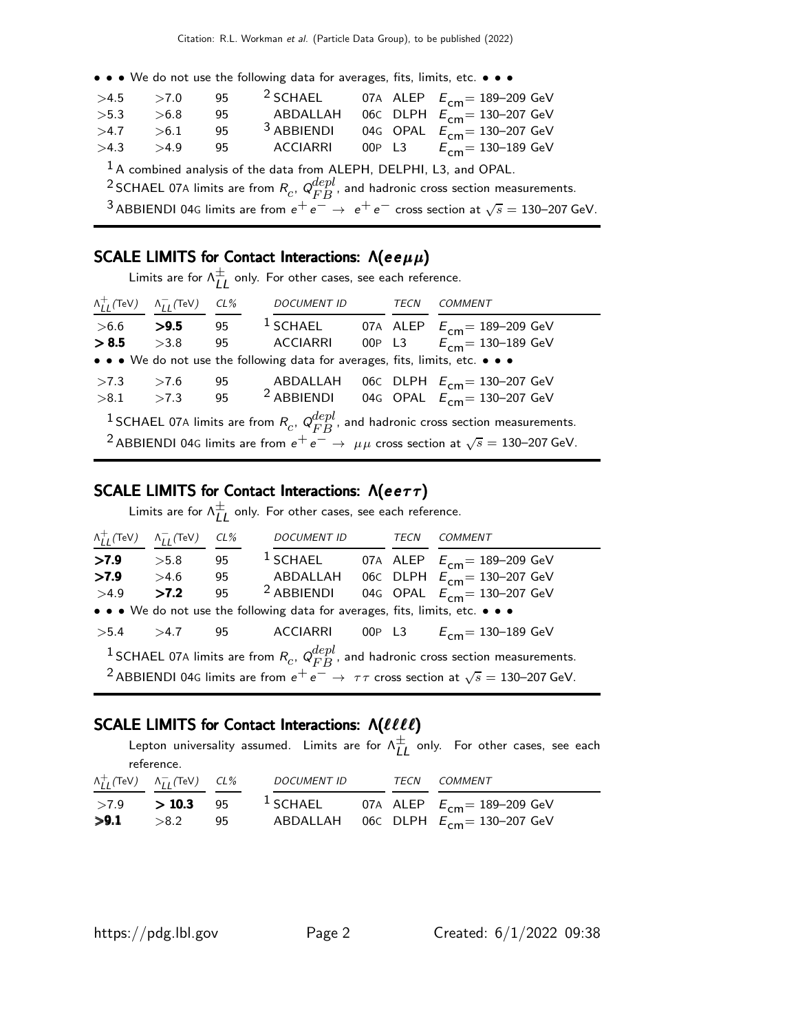• • • We do not use the following data for averages, fits, limits, etc. • • •

| | | | | | | |
|---|---|---|---|---|---|---|
| >4.5 | >7.0 | 95 | [2] SCHAEL | 07A | ALEP | $E_{cm}$= 189–209 GeV |
| >5.3 | >6.8 | 95 | ABDALLAH | 06C | DLPH | $E_{cm}$= 130–207 GeV |
| >4.7 | >6.1 | 95 | [3] ABBIENDI | 04G | OPAL | $E_{cm}$= 130–207 GeV |
| >4.3 | >4.9 | 95 | ACCIARRI | 00P | L3 | $E_{cm}$= 130–189 GeV |

[1] A combined analysis of the data from ALEPH, DELPHI, L3, and OPAL.

[2] SCHAEL 07A limits are from $R_c$, $Q_{FB}^{depl}$, and hadronic cross section measurements.

[3] ABBIENDI 04G limits are from $e^+e^- \rightarrow e^+e^-$ cross section at $\sqrt{s}$ = 130–207 GeV.

## SCALE LIMITS for Contact Interactions: $\Lambda(ee\mu\mu)$

Limits are for $\Lambda_{LL}^{\pm}$ only. For other cases, see each reference.

| $\Lambda_{LL}^{+}$(TeV) | $\Lambda_{LL}^{-}$(TeV) | CL% | DOCUMENT ID | | TECN | COMMENT |
|---|---|---|---|---|---|---|
| >6.6 | **>9.5** | 95 | [1] SCHAEL | 07A | ALEP | $E_{cm}$= 189–209 GeV |
| **> 8.5** | >3.8 | 95 | ACCIARRI | 00P | L3 | $E_{cm}$= 130–189 GeV |
| • • • We do not use the following data for averages, fits, limits, etc. • • • | | | | | | |
| >7.3 | >7.6 | 95 | ABDALLAH | 06C | DLPH | $E_{cm}$= 130–207 GeV |
| >8.1 | >7.3 | 95 | [2] ABBIENDI | 04G | OPAL | $E_{cm}$= 130–207 GeV |

[1] SCHAEL 07A limits are from $R_c$, $Q_{FB}^{depl}$, and hadronic cross section measurements.

[2] ABBIENDI 04G limits are from $e^+e^- \rightarrow \mu\mu$ cross section at $\sqrt{s}$ = 130–207 GeV.

## SCALE LIMITS for Contact Interactions: $\Lambda(ee\tau\tau)$

Limits are for $\Lambda_{LL}^{\pm}$ only. For other cases, see each reference.

| $\Lambda_{LL}^{+}$(TeV) | $\Lambda_{LL}^{-}$(TeV) | CL% | DOCUMENT ID | | TECN | COMMENT |
|---|---|---|---|---|---|---|
| **>7.9** | >5.8 | 95 | [1] SCHAEL | 07A | ALEP | $E_{cm}$= 189–209 GeV |
| **>7.9** | >4.6 | 95 | ABDALLAH | 06C | DLPH | $E_{cm}$= 130–207 GeV |
| >4.9 | **>7.2** | 95 | [2] ABBIENDI | 04G | OPAL | $E_{cm}$= 130–207 GeV |
| • • • We do not use the following data for averages, fits, limits, etc. • • • | | | | | | |
| >5.4 | >4.7 | 95 | ACCIARRI | 00P | L3 | $E_{cm}$= 130–189 GeV |

[1] SCHAEL 07A limits are from $R_c$, $Q_{FB}^{depl}$, and hadronic cross section measurements.

[2] ABBIENDI 04G limits are from $e^+e^- \rightarrow \tau\tau$ cross section at $\sqrt{s}$ = 130–207 GeV.

## SCALE LIMITS for Contact Interactions: $\Lambda(\ell\ell\ell\ell)$

Lepton universality assumed. Limits are for $\Lambda_{LL}^{\pm}$ only. For other cases, see each reference.

| $\Lambda_{LL}^{+}$(TeV) | $\Lambda_{LL}^{-}$(TeV) | CL% | DOCUMENT ID | | TECN | COMMENT |
|---|---|---|---|---|---|---|
| >7.9 | **> 10.3** | 95 | [1] SCHAEL | 07A | ALEP | $E_{cm}$= 189–209 GeV |
| **>9.1** | >8.2 | 95 | ABDALLAH | 06C | DLPH | $E_{cm}$= 130–207 GeV |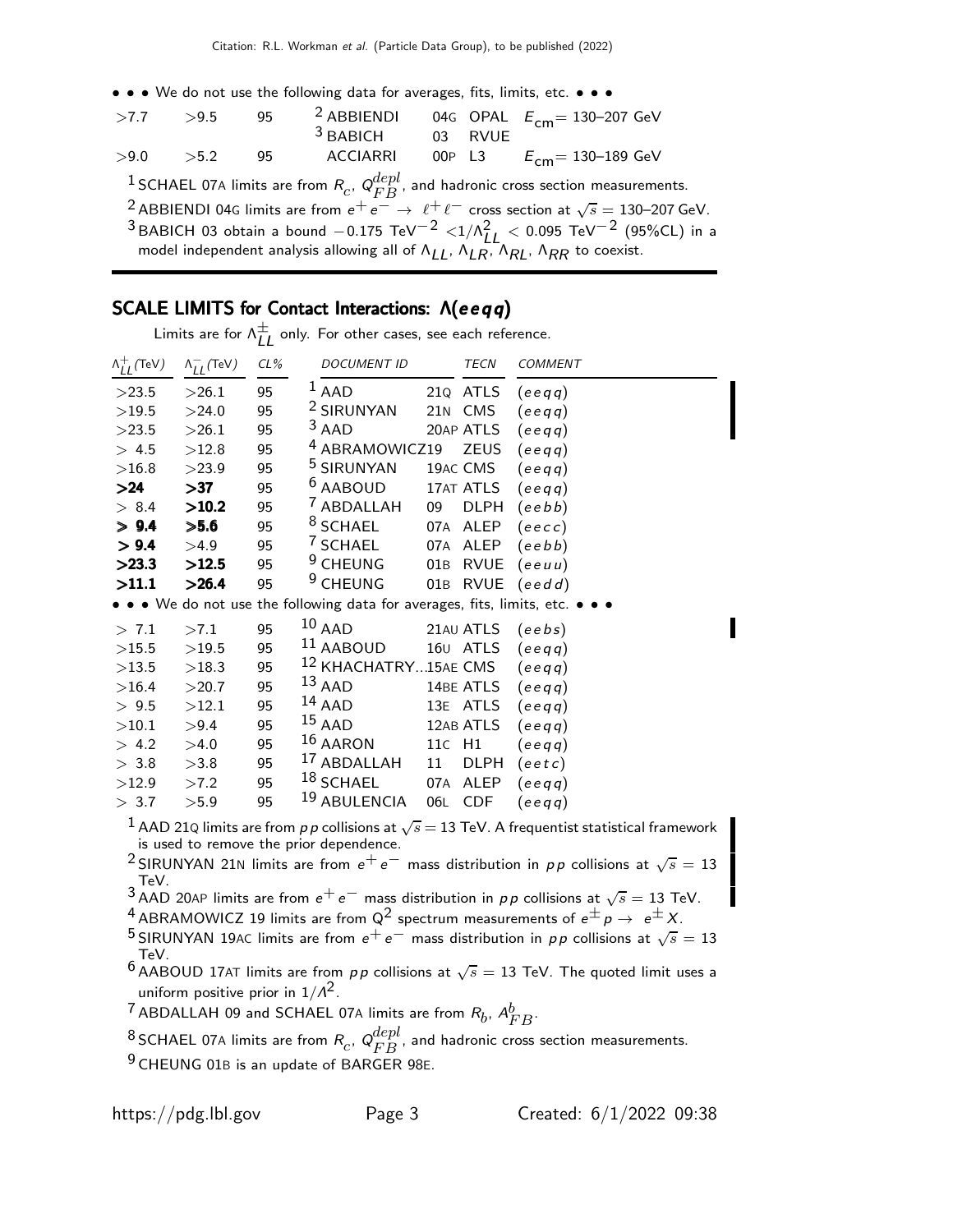• • • We do not use the following data for averages, fits, limits, etc. • • •

| | | | | | |
|---|---|---|---|---|---|
| >7.7 | >9.5 | 95 | [2] ABBIENDI | 04G OPAL | $E_{cm}$= 130–207 GeV |
| | | | [3] BABICH | 03 RVUE | |
| >9.0 | >5.2 | 95 | ACCIARRI | 00P L3 | $E_{cm}$= 130–189 GeV |

[1] SCHAEL 07A limits are from $R_c$, $Q_{FB}^{depl}$, and hadronic cross section measurements.

[2] ABBIENDI 04G limits are from $e^+e^- \rightarrow \ell^+\ell^-$ cross section at $\sqrt{s}$ = 130–207 GeV.

[3] BABICH 03 obtain a bound $-0.175$ TeV$^{-2}$ $< 1/\Lambda_{LL}^2 <$ 0.095 TeV$^{-2}$ (95%CL) in a model independent analysis allowing all of $\Lambda_{LL}$, $\Lambda_{LR}$, $\Lambda_{RL}$, $\Lambda_{RR}$ to coexist.

## SCALE LIMITS for Contact Interactions: $\Lambda(eeqq)$

Limits are for $\Lambda_{LL}^{\pm}$ only. For other cases, see each reference.

| $\Lambda_{LL}^{+}$(TeV) | $\Lambda_{LL}^{-}$(TeV) | CL% | DOCUMENT ID | TECN | COMMENT |
|---|---|---|---|---|---|
| >23.5 | >26.1 | 95 | [1] AAD | 21Q ATLS | $(eeqq)$ |
| >19.5 | >24.0 | 95 | [2] SIRUNYAN | 21N CMS | $(eeqq)$ |
| >23.5 | >26.1 | 95 | [3] AAD | 20AP ATLS | $(eeqq)$ |
| > 4.5 | >12.8 | 95 | [4] ABRAMOWICZ19 | ZEUS | $(eeqq)$ |
| >16.8 | >23.9 | 95 | [5] SIRUNYAN | 19AC CMS | $(eeqq)$ |
| **>24** | **>37** | 95 | [6] AABOUD | 17AT ATLS | $(eeqq)$ |
| > 8.4 | **>10.2** | 95 | [7] ABDALLAH | 09 DLPH | $(eebb)$ |
| **> 9.4** | **>5.6** | 95 | [8] SCHAEL | 07A ALEP | $(eecc)$ |
| **> 9.4** | >4.9 | 95 | [7] SCHAEL | 07A ALEP | $(eebb)$ |
| **>23.3** | **>12.5** | 95 | [9] CHEUNG | 01B RVUE | $(eeuu)$ |
| **>11.1** | **>26.4** | 95 | [9] CHEUNG | 01B RVUE | $(eedd)$ |

• • • We do not use the following data for averages, fits, limits, etc. • • •

| | | | | | |
|---|---|---|---|---|---|
| > 7.1 | >7.1 | 95 | [10] AAD | 21AU ATLS | $(eebs)$ |
| >15.5 | >19.5 | 95 | [11] AABOUD | 16U ATLS | $(eeqq)$ |
| >13.5 | >18.3 | 95 | [12] KHACHATRY...15AE | CMS | $(eeqq)$ |
| >16.4 | >20.7 | 95 | [13] AAD | 14BE ATLS | $(eeqq)$ |
| > 9.5 | >12.1 | 95 | [14] AAD | 13E ATLS | $(eeqq)$ |
| >10.1 | >9.4 | 95 | [15] AAD | 12AB ATLS | $(eeqq)$ |
| > 4.2 | >4.0 | 95 | [16] AARON | 11C H1 | $(eeqq)$ |
| > 3.8 | >3.8 | 95 | [17] ABDALLAH | 11 DLPH | $(eetc)$ |
| >12.9 | >7.2 | 95 | [18] SCHAEL | 07A ALEP | $(eeqq)$ |
| > 3.7 | >5.9 | 95 | [19] ABULENCIA | 06L CDF | $(eeqq)$ |

[1] AAD 21Q limits are from $pp$ collisions at $\sqrt{s}$ = 13 TeV. A frequentist statistical framework is used to remove the prior dependence.

[2] SIRUNYAN 21N limits are from $e^+e^-$ mass distribution in $pp$ collisions at $\sqrt{s}$ = 13 TeV.

[3] AAD 20AP limits are from $e^+e^-$ mass distribution in $pp$ collisions at $\sqrt{s}$ = 13 TeV.

[4] ABRAMOWICZ 19 limits are from $Q^2$ spectrum measurements of $e^{\pm}p \rightarrow e^{\pm}X$.

[5] SIRUNYAN 19AC limits are from $e^+e^-$ mass distribution in $pp$ collisions at $\sqrt{s}$ = 13 TeV.

[6] AABOUD 17AT limits are from $pp$ collisions at $\sqrt{s}$ = 13 TeV. The quoted limit uses a uniform positive prior in $1/\Lambda^2$.

[7] ABDALLAH 09 and SCHAEL 07A limits are from $R_b$, $A_{FB}^b$.

[8] SCHAEL 07A limits are from $R_c$, $Q_{FB}^{depl}$, and hadronic cross section measurements.

[9] CHEUNG 01B is an update of BARGER 98E.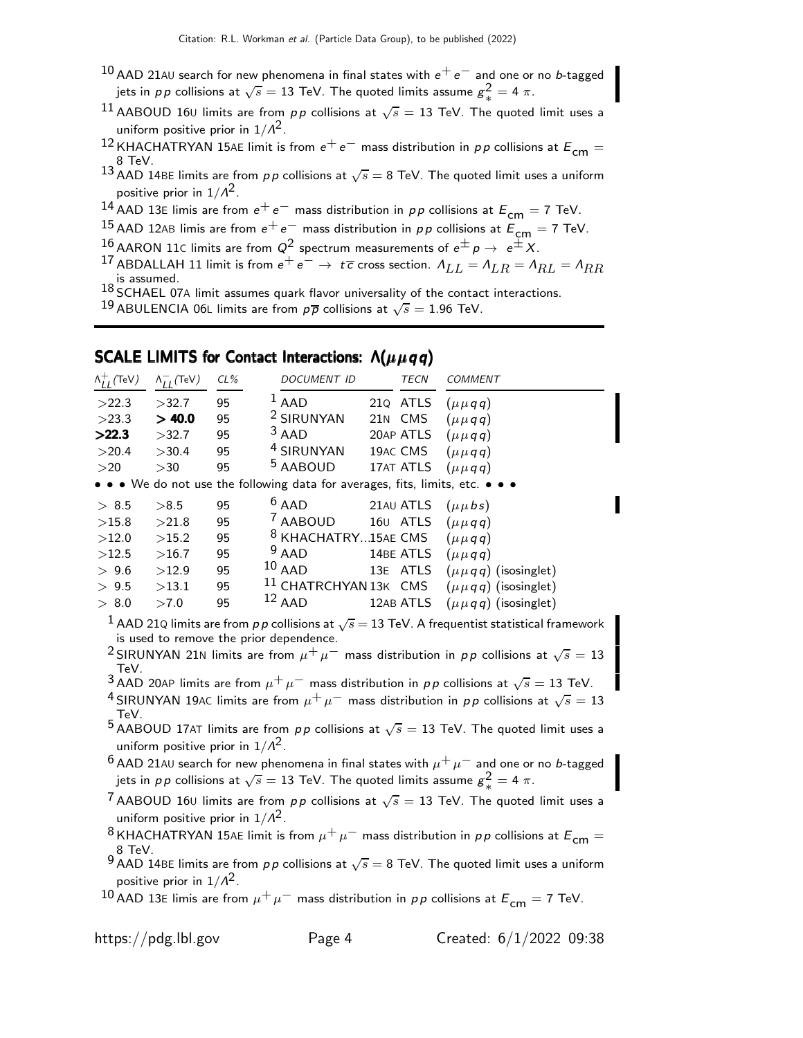[10] AAD 21AU search for new phenomena in final states with $e^+e^-$ and one or no $b$-tagged jets in $pp$ collisions at $\sqrt{s} = 13$ TeV. The quoted limits assume $g_*^2 = 4\pi$.

[11] AABOUD 16U limits are from $pp$ collisions at $\sqrt{s} = 13$ TeV. The quoted limit uses a uniform positive prior in $1/\Lambda^2$.

[12] KHACHATRYAN 15AE limit is from $e^+e^-$ mass distribution in $pp$ collisions at $E_{cm} = 8$ TeV.

[13] AAD 14BE limits are from $pp$ collisions at $\sqrt{s} = 8$ TeV. The quoted limit uses a uniform positive prior in $1/\Lambda^2$.

[14] AAD 13E limis are from $e^+e^-$ mass distribution in $pp$ collisions at $E_{cm} = 7$ TeV.

[15] AAD 12AB limis are from $e^+e^-$ mass distribution in $pp$ collisions at $E_{cm} = 7$ TeV.

[16] AARON 11C limits are from $Q^2$ spectrum measurements of $e^\pm p \to e^\pm X$.

[17] ABDALLAH 11 limit is from $e^+e^- \to t\overline{c}$ cross section. $\Lambda_{LL} = \Lambda_{LR} = \Lambda_{RL} = \Lambda_{RR}$ is assumed.

[18] SCHAEL 07A limit assumes quark flavor universality of the contact interactions.

[19] ABULENCIA 06L limits are from $p\overline{p}$ collisions at $\sqrt{s} = 1.96$ TeV.

## SCALE LIMITS for Contact Interactions: $\Lambda(\mu\mu qq)$

| $\Lambda^+_{LL}$(TeV) | $\Lambda^-_{LL}$(TeV) | CL% | DOCUMENT ID | | TECN | COMMENT |
|---|---|---|---|---|---|---|
| >22.3 | >32.7 | 95 | [1] AAD | 21Q | ATLS | $(\mu\mu qq)$ |
| >23.3 | **> 40.0** | 95 | [2] SIRUNYAN | 21N | CMS | $(\mu\mu qq)$ |
| **>22.3** | >32.7 | 95 | [3] AAD | 20AP | ATLS | $(\mu\mu qq)$ |
| >20.4 | >30.4 | 95 | [4] SIRUNYAN | 19AC | CMS | $(\mu\mu qq)$ |
| >20 | >30 | 95 | [5] AABOUD | 17AT | ATLS | $(\mu\mu qq)$ |
| • • • We do not use the following data for averages, fits, limits, etc. • • • | | | | | | |
| > 8.5 | >8.5 | 95 | [6] AAD | 21AU | ATLS | $(\mu\mu bs)$ |
| >15.8 | >21.8 | 95 | [7] AABOUD | 16U | ATLS | $(\mu\mu qq)$ |
| >12.0 | >15.2 | 95 | [8] KHACHATRY... | 15AE | CMS | $(\mu\mu qq)$ |
| >12.5 | >16.7 | 95 | [9] AAD | 14BE | ATLS | $(\mu\mu qq)$ |
| > 9.6 | >12.9 | 95 | [10] AAD | 13E | ATLS | $(\mu\mu qq)$ (isosinglet) |
| > 9.5 | >13.1 | 95 | [11] CHATRCHYAN | 13K | CMS | $(\mu\mu qq)$ (isosinglet) |
| > 8.0 | >7.0 | 95 | [12] AAD | 12AB | ATLS | $(\mu\mu qq)$ (isosinglet) |

[1] AAD 21Q limits are from $pp$ collisions at $\sqrt{s} = 13$ TeV. A frequentist statistical framework is used to remove the prior dependence.

[2] SIRUNYAN 21N limits are from $\mu^+\mu^-$ mass distribution in $pp$ collisions at $\sqrt{s} = 13$ TeV.

[3] AAD 20AP limits are from $\mu^+\mu^-$ mass distribution in $pp$ collisions at $\sqrt{s} = 13$ TeV.

[4] SIRUNYAN 19AC limits are from $\mu^+\mu^-$ mass distribution in $pp$ collisions at $\sqrt{s} = 13$ TeV.

[5] AABOUD 17AT limits are from $pp$ collisions at $\sqrt{s} = 13$ TeV. The quoted limit uses a uniform positive prior in $1/\Lambda^2$.

[6] AAD 21AU search for new phenomena in final states with $\mu^+\mu^-$ and one or no $b$-tagged jets in $pp$ collisions at $\sqrt{s} = 13$ TeV. The quoted limits assume $g_*^2 = 4\pi$.

[7] AABOUD 16U limits are from $pp$ collisions at $\sqrt{s} = 13$ TeV. The quoted limit uses a uniform positive prior in $1/\Lambda^2$.

[8] KHACHATRYAN 15AE limit is from $\mu^+\mu^-$ mass distribution in $pp$ collisions at $E_{cm} = 8$ TeV.

[9] AAD 14BE limits are from $pp$ collisions at $\sqrt{s} = 8$ TeV. The quoted limit uses a uniform positive prior in $1/\Lambda^2$.

[10] AAD 13E limis are from $\mu^+\mu^-$ mass distribution in $pp$ collisions at $E_{cm} = 7$ TeV.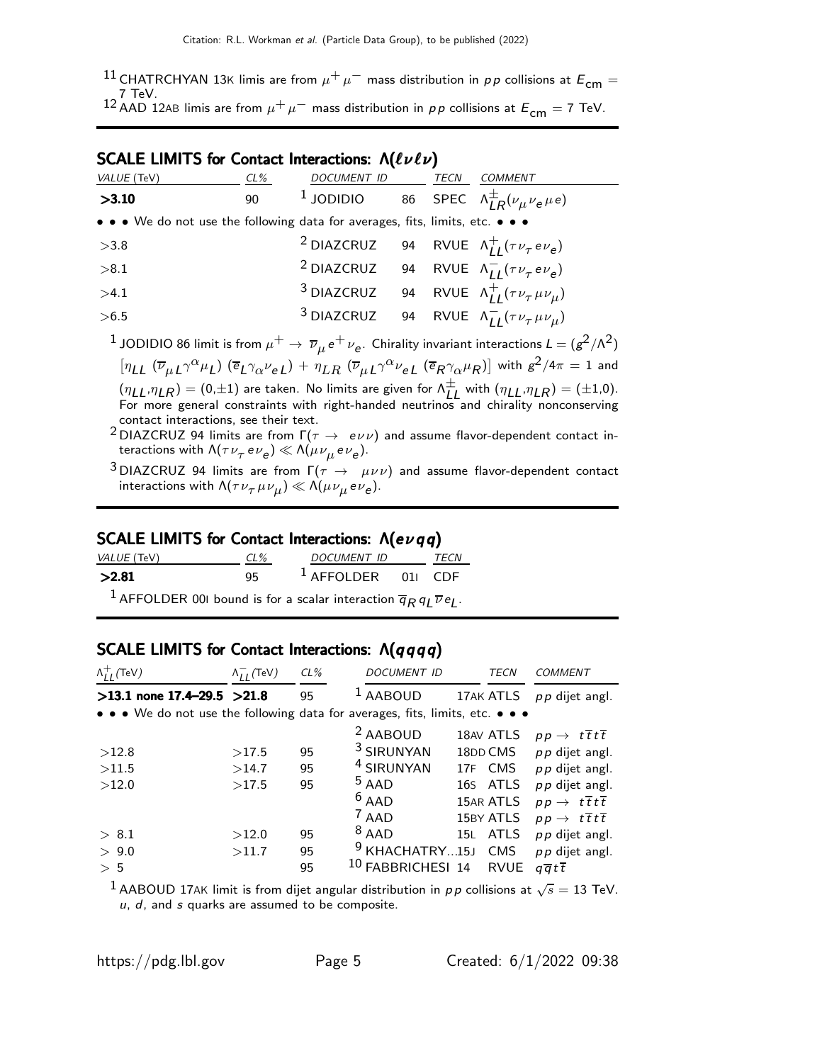[11] CHATRCHYAN 13K limis are from $\mu^+\mu^-$ mass distribution in $pp$ collisions at $E_{cm}$ = 7 TeV.

[12] AAD 12AB limis are from $\mu^+\mu^-$ mass distribution in $pp$ collisions at $E_{cm}$ = 7 TeV.

## SCALE LIMITS for Contact Interactions: $\Lambda(\ell\nu\ell\nu)$

| VALUE (TeV) | CL% | DOCUMENT ID | | TECN | COMMENT |
|---|---|---|---|---|---|
| **>3.10** | 90 | [1] JODIDIO | 86 | SPEC | $\Lambda^{\pm}_{LR}(\nu_\mu \nu_e \mu e)$ |
| • • • We do not use the following data for averages, fits, limits, etc. • • • | | | | | |
| >3.8 | | [2] DIAZCRUZ | 94 | RVUE | $\Lambda^{+}_{LL}(\tau \nu_\tau e \nu_e)$ |
| >8.1 | | [2] DIAZCRUZ | 94 | RVUE | $\Lambda^{-}_{LL}(\tau \nu_\tau e \nu_e)$ |
| >4.1 | | [3] DIAZCRUZ | 94 | RVUE | $\Lambda^{+}_{LL}(\tau \nu_\tau \mu \nu_\mu)$ |
| >6.5 | | [3] DIAZCRUZ | 94 | RVUE | $\Lambda^{-}_{LL}(\tau \nu_\tau \mu \nu_\mu)$ |

[1] JODIDIO 86 limit is from $\mu^+ \rightarrow \overline{\nu}_\mu e^+ \nu_e$. Chirality invariant interactions $L = (g^2/\Lambda^2)$ $[\eta_{LL}\ (\overline{\nu}_{\mu L}\gamma^\alpha \mu_L)\ (\overline{e}_L \gamma_\alpha \nu_{eL}) + \eta_{LR}\ (\overline{\nu}_{\mu L}\gamma^\alpha \nu_{eL}\ (\overline{e}_R \gamma_\alpha \mu_R)]$ with $g^2/4\pi = 1$ and $(\eta_{LL},\eta_{LR}) = (0,\pm1)$ are taken. No limits are given for $\Lambda^{\pm}_{LL}$ with $(\eta_{LL},\eta_{LR}) = (\pm1,0)$. For more general constraints with right-handed neutrinos and chirality nonconserving contact interactions, see their text.

[2] DIAZCRUZ 94 limits are from $\Gamma(\tau \rightarrow e\nu\nu)$ and assume flavor-dependent contact interactions with $\Lambda(\tau\nu_\tau e\nu_e) \ll \Lambda(\mu\nu_\mu e\nu_e)$.

[3] DIAZCRUZ 94 limits are from $\Gamma(\tau \rightarrow \mu\nu\nu)$ and assume flavor-dependent contact interactions with $\Lambda(\tau\nu_\tau \mu\nu_\mu) \ll \Lambda(\mu\nu_\mu e\nu_e)$.

## SCALE LIMITS for Contact Interactions: $\Lambda(e\nu qq)$

| VALUE (TeV) | CL% | DOCUMENT ID | | TECN |
|---|---|---|---|---|
| **>2.81** | 95 | [1] AFFOLDER | 01I | CDF |

[1] AFFOLDER 00I bound is for a scalar interaction $\overline{q}_R q_L \overline{\nu} e_L$.

## SCALE LIMITS for Contact Interactions: $\Lambda(qqqq)$

| $\Lambda^{+}_{LL}$(TeV) | $\Lambda^{-}_{LL}$(TeV) | CL% | DOCUMENT ID | | TECN | COMMENT |
|---|---|---|---|---|---|---|
| **>13.1 none 17.4–29.5** | **>21.8** | 95 | [1] AABOUD | 17AK | ATLS | $pp$ dijet angl. |
| • • • We do not use the following data for averages, fits, limits, etc. • • • | | | | | | |
| | | | [2] AABOUD | 18AV | ATLS | $pp \rightarrow t\overline{t}t\overline{t}$ |
| >12.8 | >17.5 | 95 | [3] SIRUNYAN | 18DD | CMS | $pp$ dijet angl. |
| >11.5 | >14.7 | 95 | [4] SIRUNYAN | 17F | CMS | $pp$ dijet angl. |
| >12.0 | >17.5 | 95 | [5] AAD | 16S | ATLS | $pp$ dijet angl. |
| | | | [6] AAD | 15AR | ATLS | $pp \rightarrow t\overline{t}t\overline{t}$ |
| | | | [7] AAD | 15BY | ATLS | $pp \rightarrow t\overline{t}t\overline{t}$ |
| > 8.1 | >12.0 | 95 | [8] AAD | 15L | ATLS | $pp$ dijet angl. |
| > 9.0 | >11.7 | 95 | [9] KHACHATRY... | 15J | CMS | $pp$ dijet angl. |
| > 5 | | 95 | [10] FABBRICHESI | 14 | RVUE | $q\overline{q}t\overline{t}$ |

[1] AABOUD 17AK limit is from dijet angular distribution in $pp$ collisions at $\sqrt{s}$ = 13 TeV. $u$, $d$, and $s$ quarks are assumed to be composite.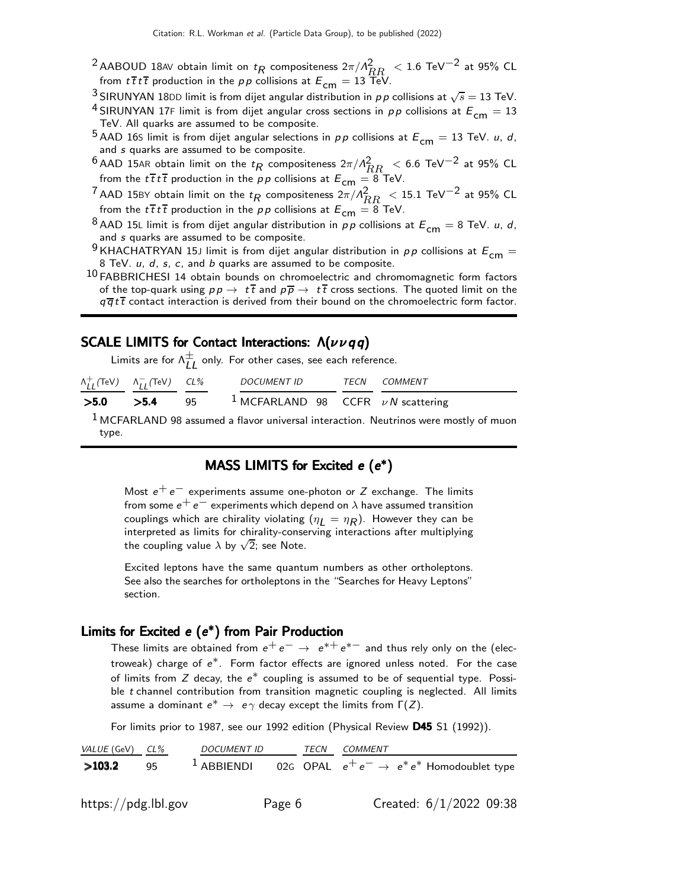[2] AABOUD 18AV obtain limit on $t_R$ compositeness $2\pi/\Lambda^2_{RR} < 1.6$ TeV$^{-2}$ at 95% CL from $t\overline{t}t\overline{t}$ production in the $pp$ collisions at $E_{cm} = 13$ TeV.

[3] SIRUNYAN 18DD limit is from dijet angular distribution in $pp$ collisions at $\sqrt{s} = 13$ TeV.

[4] SIRUNYAN 17F limit is from dijet angular cross sections in $pp$ collisions at $E_{cm} = 13$ TeV. All quarks are assumed to be composite.

[5] AAD 16S limit is from dijet angular selections in $pp$ collisions at $E_{cm} = 13$ TeV. $u$, $d$, and $s$ quarks are assumed to be composite.

[6] AAD 15AR obtain limit on the $t_R$ compositeness $2\pi/\Lambda^2_{RR} < 6.6$ TeV$^{-2}$ at 95% CL from the $t\overline{t}t\overline{t}$ production in the $pp$ collisions at $E_{cm} = 8$ TeV.

[7] AAD 15BY obtain limit on the $t_R$ compositeness $2\pi/\Lambda^2_{RR} < 15.1$ TeV$^{-2}$ at 95% CL from the $t\overline{t}t\overline{t}$ production in the $pp$ collisions at $E_{cm} = 8$ TeV.

[8] AAD 15L limit is from dijet angular distribution in $pp$ collisions at $E_{cm} = 8$ TeV. $u$, $d$, and $s$ quarks are assumed to be composite.

[9] KHACHATRYAN 15J limit is from dijet angular distribution in $pp$ collisions at $E_{cm} = 8$ TeV. $u$, $d$, $s$, $c$, and $b$ quarks are assumed to be composite.

[10] FABBRICHESI 14 obtain bounds on chromoelectric and chromomagnetic form factors of the top-quark using $pp \rightarrow t\overline{t}$ and $p\overline{p} \rightarrow t\overline{t}$ cross sections. The quoted limit on the $q\overline{q}t\overline{t}$ contact interaction is derived from their bound on the chromoelectric form factor.

## SCALE LIMITS for Contact Interactions: $\Lambda(\nu\nu qq)$

Limits are for $\Lambda^{\pm}_{LL}$ only. For other cases, see each reference.

| $\Lambda^+_{LL}$(TeV) | $\Lambda^-_{LL}$(TeV) | CL% | DOCUMENT ID | | TECN | COMMENT |
|---|---|---|---|---|---|---|
| **>5.0** | **>5.4** | 95 | [1] MCFARLAND | 98 | CCFR | $\nu N$ scattering |

[1] MCFARLAND 98 assumed a flavor universal interaction. Neutrinos were mostly of muon type.

## MASS LIMITS for Excited $e$ ($e^*$)

Most $e^+e^-$ experiments assume one-photon or $Z$ exchange. The limits from some $e^+e^-$ experiments which depend on $\lambda$ have assumed transition couplings which are chirality violating ($\eta_L = \eta_R$). However they can be interpreted as limits for chirality-conserving interactions after multiplying the coupling value $\lambda$ by $\sqrt{2}$; see Note.

Excited leptons have the same quantum numbers as other ortholeptons. See also the searches for ortholeptons in the "Searches for Heavy Leptons" section.

### Limits for Excited $e$ ($e^*$) from Pair Production

These limits are obtained from $e^+e^- \rightarrow e^{*+}e^{*-}$ and thus rely only on the (electroweak) charge of $e^*$. Form factor effects are ignored unless noted. For the case of limits from $Z$ decay, the $e^*$ coupling is assumed to be of sequential type. Possible $t$ channel contribution from transition magnetic coupling is neglected. All limits assume a dominant $e^* \rightarrow e\gamma$ decay except the limits from $\Gamma(Z)$.

For limits prior to 1987, see our 1992 edition (Physical Review **D45** S1 (1992)).

| VALUE (GeV) | CL% | DOCUMENT ID | | TECN | COMMENT |
|---|---|---|---|---|---|
| **>103.2** | 95 | [1] ABBIENDI | 02G | OPAL | $e^+e^- \rightarrow e^*e^*$ Homodoublet type |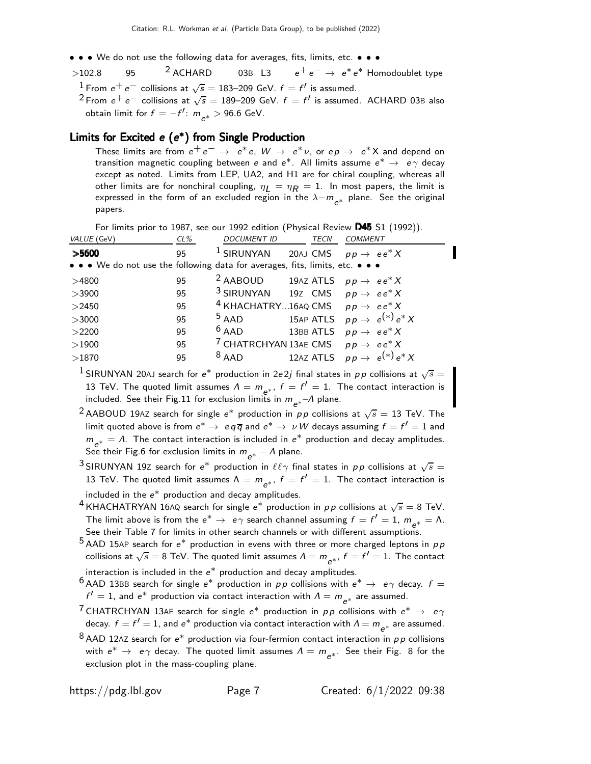• • • We do not use the following data for averages, fits, limits, etc. • • •

| | | | | | |
|---|---|---|---|---|---|
| >102.8 | 95 | [2] ACHARD | 03B | L3 | $e^+e^- \rightarrow e^* e^*$ Homodoublet type |

[1] From $e^+e^-$ collisions at $\sqrt{s}$ = 183–209 GeV. $f = f'$ is assumed.

[2] From $e^+e^-$ collisions at $\sqrt{s}$ = 189–209 GeV. $f = f'$ is assumed. ACHARD 03B also obtain limit for $f = -f'$: $m_{e^*} >$ 96.6 GeV.

## Limits for Excited $e$ ($e^*$) from Single Production

These limits are from $e^+e^- \rightarrow e^* e$, $W \rightarrow e^* \nu$, or $ep \rightarrow e^* X$ and depend on transition magnetic coupling between $e$ and $e^*$. All limits assume $e^* \rightarrow e\gamma$ decay except as noted. Limits from LEP, UA2, and H1 are for chiral coupling, whereas all other limits are for nonchiral coupling, $\eta_L = \eta_R = 1$. In most papers, the limit is expressed in the form of an excluded region in the $\lambda - m_{e^*}$ plane. See the original papers.

For limits prior to 1987, see our 1992 edition (Physical Review **D45** S1 (1992)).

| VALUE (GeV) | CL% | DOCUMENT ID | | TECN | COMMENT |
|---|---|---|---|---|---|
| **>5600** | 95 | [1] SIRUNYAN | 20AJ | CMS | $pp \rightarrow ee^* X$ |
| • • • We do not use the following data for averages, fits, limits, etc. • • • | | | | | |
| >4800 | 95 | [2] AABOUD | 19AZ | ATLS | $pp \rightarrow ee^* X$ |
| >3900 | 95 | [3] SIRUNYAN | 19Z | CMS | $pp \rightarrow ee^* X$ |
| >2450 | 95 | [4] KHACHATRY... | 16AQ | CMS | $pp \rightarrow ee^* X$ |
| >3000 | 95 | [5] AAD | 15AP | ATLS | $pp \rightarrow e^{(*)} e^* X$ |
| >2200 | 95 | [6] AAD | 13BB | ATLS | $pp \rightarrow ee^* X$ |
| >1900 | 95 | [7] CHATRCHYAN | 13AE | CMS | $pp \rightarrow ee^* X$ |
| >1870 | 95 | [8] AAD | 12AZ | ATLS | $pp \rightarrow e^{(*)} e^* X$ |

[1] SIRUNYAN 20AJ search for $e^*$ production in $2e2j$ final states in $pp$ collisions at $\sqrt{s}$ = 13 TeV. The quoted limit assumes $\Lambda = m_{e^*}$, $f = f' = 1$. The contact interaction is included. See their Fig.11 for exclusion limits in $m_{e^*}$–$\Lambda$ plane.

[2] AABOUD 19AZ search for single $e^*$ production in $pp$ collisions at $\sqrt{s}$ = 13 TeV. The limit quoted above is from $e^* \rightarrow eq\overline{q}$ and $e^* \rightarrow \nu W$ decays assuming $f = f' = 1$ and $m_{e^*} = \Lambda$. The contact interaction is included in $e^*$ production and decay amplitudes. See their Fig.6 for exclusion limits in $m_{e^*} - \Lambda$ plane.

[3] SIRUNYAN 19Z search for $e^*$ production in $\ell\ell\gamma$ final states in $pp$ collisions at $\sqrt{s}$ = 13 TeV. The quoted limit assumes $\Lambda = m_{e^*}$, $f = f' = 1$. The contact interaction is included in the $e^*$ production and decay amplitudes.

[4] KHACHATRYAN 16AQ search for single $e^*$ production in $pp$ collisions at $\sqrt{s}$ = 8 TeV. The limit above is from the $e^* \rightarrow e\gamma$ search channel assuming $f = f' = 1$, $m_{e^*} = \Lambda$. See their Table 7 for limits in other search channels or with different assumptions.

[5] AAD 15AP search for $e^*$ production in evens with three or more charged leptons in $pp$ collisions at $\sqrt{s}$ = 8 TeV. The quoted limit assumes $\Lambda = m_{e^*}$, $f = f' = 1$. The contact interaction is included in the $e^*$ production and decay amplitudes.

[6] AAD 13BB search for single $e^*$ production in $pp$ collisions with $e^* \rightarrow e\gamma$ decay. $f = f' = 1$, and $e^*$ production via contact interaction with $\Lambda = m_{e^*}$ are assumed.

[7] CHATRCHYAN 13AE search for single $e^*$ production in $pp$ collisions with $e^* \rightarrow e\gamma$ decay. $f = f' = 1$, and $e^*$ production via contact interaction with $\Lambda = m_{e^*}$ are assumed.

[8] AAD 12AZ search for $e^*$ production via four-fermion contact interaction in $pp$ collisions with $e^* \rightarrow e\gamma$ decay. The quoted limit assumes $\Lambda = m_{e^*}$. See their Fig. 8 for the exclusion plot in the mass-coupling plane.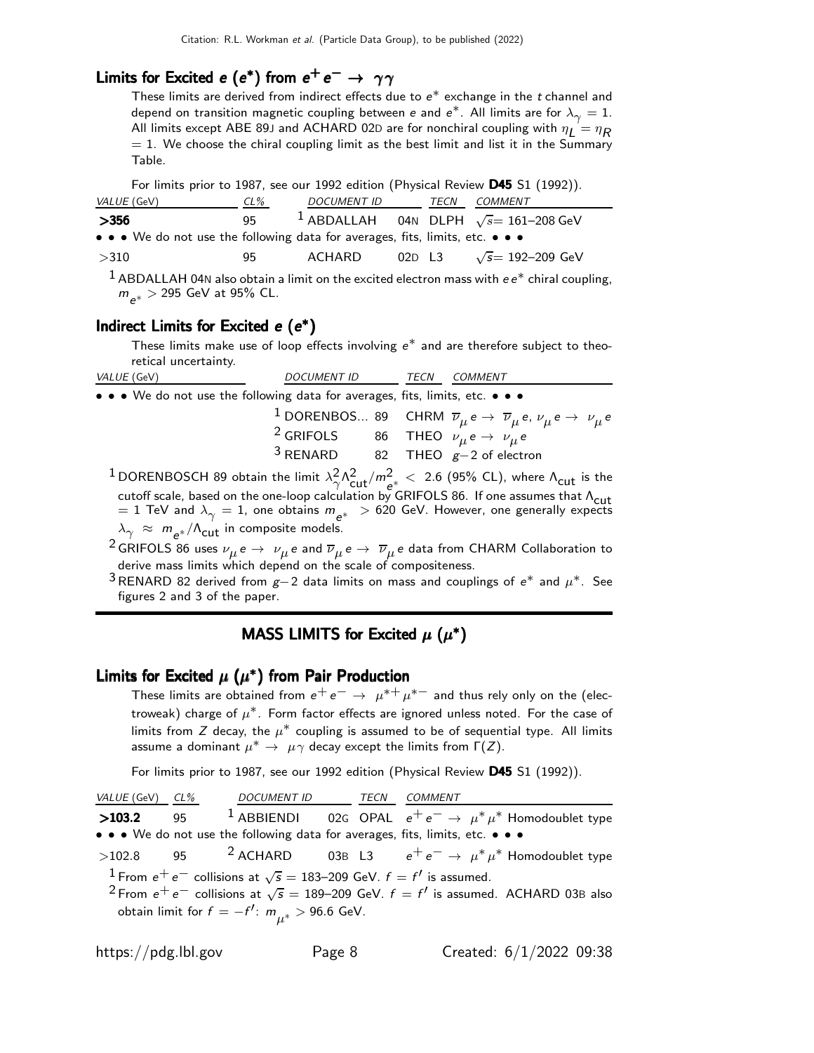### Limits for Excited $e$ ($e^*$) from $e^+ e^- \rightarrow \gamma\gamma$

These limits are derived from indirect effects due to $e^*$ exchange in the $t$ channel and depend on transition magnetic coupling between $e$ and $e^*$. All limits are for $\lambda_\gamma = 1$. All limits except ABE 89J and ACHARD 02D are for nonchiral coupling with $\eta_L = \eta_R = 1$. We choose the chiral coupling limit as the best limit and list it in the Summary Table.

For limits prior to 1987, see our 1992 edition (Physical Review **D45** S1 (1992)).

| *VALUE* (GeV) | *CL%* | *DOCUMENT ID* | | *TECN* | *COMMENT* |
|---|---|---|---|---|---|
| **>356** | 95 | [1] ABDALLAH | 04N | DLPH | $\sqrt{s}$= 161–208 GeV |
| • • • We do not use the following data for averages, fits, limits, etc. • • • | | | | | |
| >310 | 95 | ACHARD | 02D | L3 | $\sqrt{s}$= 192–209 GeV |

[1] ABDALLAH 04N also obtain a limit on the excited electron mass with $e e^*$ chiral coupling, $m_{e^*} > 295$ GeV at 95% CL.

### Indirect Limits for Excited $e$ ($e^*$)

These limits make use of loop effects involving $e^*$ and are therefore subject to theoretical uncertainty.

| *VALUE* (GeV) | *DOCUMENT ID* | | *TECN* | *COMMENT* |
|---|---|---|---|---|
| • • • We do not use the following data for averages, fits, limits, etc. • • • | | | | |
| | [1] DORENBOS... | 89 | CHRM | $\overline{\nu}_\mu e \rightarrow \overline{\nu}_\mu e$, $\nu_\mu e \rightarrow \nu_\mu e$ |
| | [2] GRIFOLS | 86 | THEO | $\nu_\mu e \rightarrow \nu_\mu e$ |
| | [3] RENARD | 82 | THEO | $g-2$ of electron |

[1] DORENBOSCH 89 obtain the limit $\lambda_\gamma^2 \Lambda_{\text{cut}}^2 / m_{e^*}^2 < 2.6$ (95% CL), where $\Lambda_{\text{cut}}$ is the cutoff scale, based on the one-loop calculation by GRIFOLS 86. If one assumes that $\Lambda_{\text{cut}} = 1$ TeV and $\lambda_\gamma = 1$, one obtains $m_{e^*} > 620$ GeV. However, one generally expects $\lambda_\gamma \approx m_{e^*}/\Lambda_{\text{cut}}$ in composite models.

[2] GRIFOLS 86 uses $\nu_\mu e \rightarrow \nu_\mu e$ and $\overline{\nu}_\mu e \rightarrow \overline{\nu}_\mu e$ data from CHARM Collaboration to derive mass limits which depend on the scale of compositeness.

[3] RENARD 82 derived from $g-2$ data limits on mass and couplings of $e^*$ and $\mu^*$. See figures 2 and 3 of the paper.

## MASS LIMITS for Excited $\mu$ ($\mu^*$)

### Limits for Excited $\mu$ ($\mu^*$) from Pair Production

These limits are obtained from $e^+ e^- \rightarrow \mu^{*+} \mu^{*-}$ and thus rely only on the (electroweak) charge of $\mu^*$. Form factor effects are ignored unless noted. For the case of limits from $Z$ decay, the $\mu^*$ coupling is assumed to be of sequential type. All limits assume a dominant $\mu^* \rightarrow \mu\gamma$ decay except the limits from $\Gamma(Z)$.

For limits prior to 1987, see our 1992 edition (Physical Review **D45** S1 (1992)).

| *VALUE* (GeV) | *CL%* | *DOCUMENT ID* | | *TECN* | *COMMENT* |
|---|---|---|---|---|---|
| **>103.2** | 95 | [1] ABBIENDI | 02G | OPAL | $e^+ e^- \rightarrow \mu^* \mu^*$ Homodoublet type |
| • • • We do not use the following data for averages, fits, limits, etc. • • • | | | | | |
| >102.8 | 95 | [2] ACHARD | 03B | L3 | $e^+ e^- \rightarrow \mu^* \mu^*$ Homodoublet type |

[1] From $e^+ e^-$ collisions at $\sqrt{s}$ = 183–209 GeV. $f = f'$ is assumed.

[2] From $e^+ e^-$ collisions at $\sqrt{s}$ = 189–209 GeV. $f = f'$ is assumed. ACHARD 03B also obtain limit for $f = -f'$: $m_{\mu^*} > 96.6$ GeV.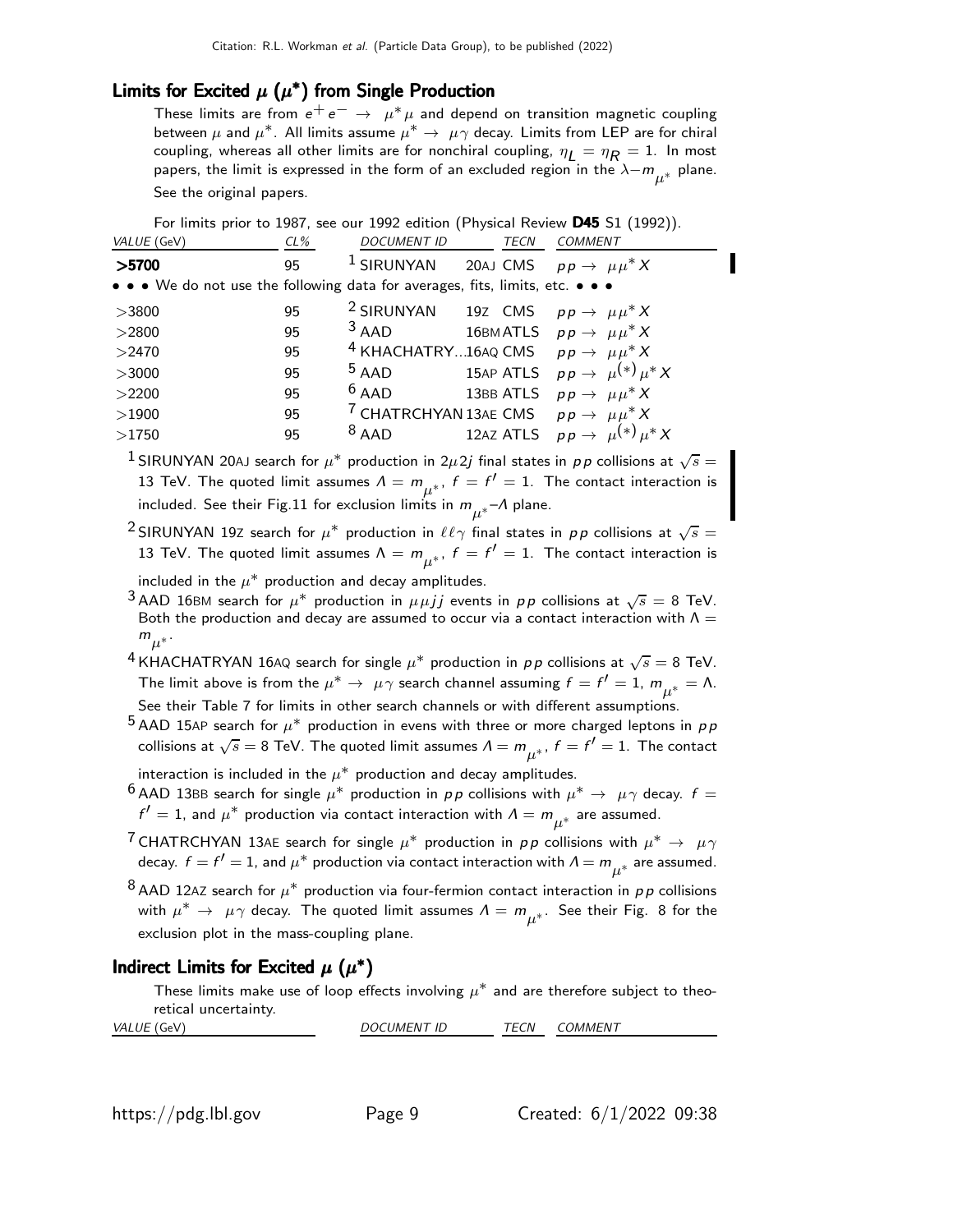## Limits for Excited $\mu$ ($\mu^*$) from Single Production

These limits are from $e^+e^- \rightarrow \mu^*\mu$ and depend on transition magnetic coupling between $\mu$ and $\mu^*$. All limits assume $\mu^* \rightarrow \mu\gamma$ decay. Limits from LEP are for chiral coupling, whereas all other limits are for nonchiral coupling, $\eta_L = \eta_R = 1$. In most papers, the limit is expressed in the form of an excluded region in the $\lambda - m_{\mu^*}$ plane. See the original papers.

For limits prior to 1987, see our 1992 edition (Physical Review **D45** S1 (1992)).

| *VALUE* (GeV) | *CL%* | *DOCUMENT ID* | | *TECN* | *COMMENT* |
|---|---|---|---|---|---|
| **>5700** | 95 | [1] SIRUNYAN | 20AJ | CMS | $pp \rightarrow \mu\mu^* X$ |
| • • • We do not use the following data for averages, fits, limits, etc. • • • | | | | | |
| >3800 | 95 | [2] SIRUNYAN | 19Z | CMS | $pp \rightarrow \mu\mu^* X$ |
| >2800 | 95 | [3] AAD | 16BM | ATLS | $pp \rightarrow \mu\mu^* X$ |
| >2470 | 95 | [4] KHACHATRY... | 16AQ | CMS | $pp \rightarrow \mu\mu^* X$ |
| >3000 | 95 | [5] AAD | 15AP | ATLS | $pp \rightarrow \mu^{(*)}\mu^* X$ |
| >2200 | 95 | [6] AAD | 13BB | ATLS | $pp \rightarrow \mu\mu^* X$ |
| >1900 | 95 | [7] CHATRCHYAN | 13AE | CMS | $pp \rightarrow \mu\mu^* X$ |
| >1750 | 95 | [8] AAD | 12AZ | ATLS | $pp \rightarrow \mu^{(*)}\mu^* X$ |

[1] SIRUNYAN 20AJ search for $\mu^*$ production in $2\mu 2j$ final states in $pp$ collisions at $\sqrt{s} =$ 13 TeV. The quoted limit assumes $\Lambda = m_{\mu^*}$, $f = f' = 1$. The contact interaction is included. See their Fig.11 for exclusion limits in $m_{\mu^*}$–$\Lambda$ plane.

[2] SIRUNYAN 19Z search for $\mu^*$ production in $\ell\ell\gamma$ final states in $pp$ collisions at $\sqrt{s} =$ 13 TeV. The quoted limit assumes $\Lambda = m_{\mu^*}$, $f = f' = 1$. The contact interaction is included in the $\mu^*$ production and decay amplitudes.

[3] AAD 16BM search for $\mu^*$ production in $\mu\mu jj$ events in $pp$ collisions at $\sqrt{s} = 8$ TeV. Both the production and decay are assumed to occur via a contact interaction with $\Lambda = m_{\mu^*}$.

[4] KHACHATRYAN 16AQ search for single $\mu^*$ production in $pp$ collisions at $\sqrt{s} = 8$ TeV. The limit above is from the $\mu^* \rightarrow \mu\gamma$ search channel assuming $f = f' = 1$, $m_{\mu^*} = \Lambda$. See their Table 7 for limits in other search channels or with different assumptions.

[5] AAD 15AP search for $\mu^*$ production in evens with three or more charged leptons in $pp$ collisions at $\sqrt{s} = 8$ TeV. The quoted limit assumes $\Lambda = m_{\mu^*}$, $f = f' = 1$. The contact interaction is included in the $\mu^*$ production and decay amplitudes.

[6] AAD 13BB search for single $\mu^*$ production in $pp$ collisions with $\mu^* \rightarrow \mu\gamma$ decay. $f = f' = 1$, and $\mu^*$ production via contact interaction with $\Lambda = m_{\mu^*}$ are assumed.

[7] CHATRCHYAN 13AE search for single $\mu^*$ production in $pp$ collisions with $\mu^* \rightarrow \mu\gamma$ decay. $f = f' = 1$, and $\mu^*$ production via contact interaction with $\Lambda = m_{\mu^*}$ are assumed.

[8] AAD 12AZ search for $\mu^*$ production via four-fermion contact interaction in $pp$ collisions with $\mu^* \rightarrow \mu\gamma$ decay. The quoted limit assumes $\Lambda = m_{\mu^*}$. See their Fig. 8 for the exclusion plot in the mass-coupling plane.

## Indirect Limits for Excited $\mu$ ($\mu^*$)

These limits make use of loop effects involving $\mu^*$ and are therefore subject to theoretical uncertainty.

| *VALUE* (GeV) | *DOCUMENT ID* | *TECN* | *COMMENT* |
|---|---|---|---|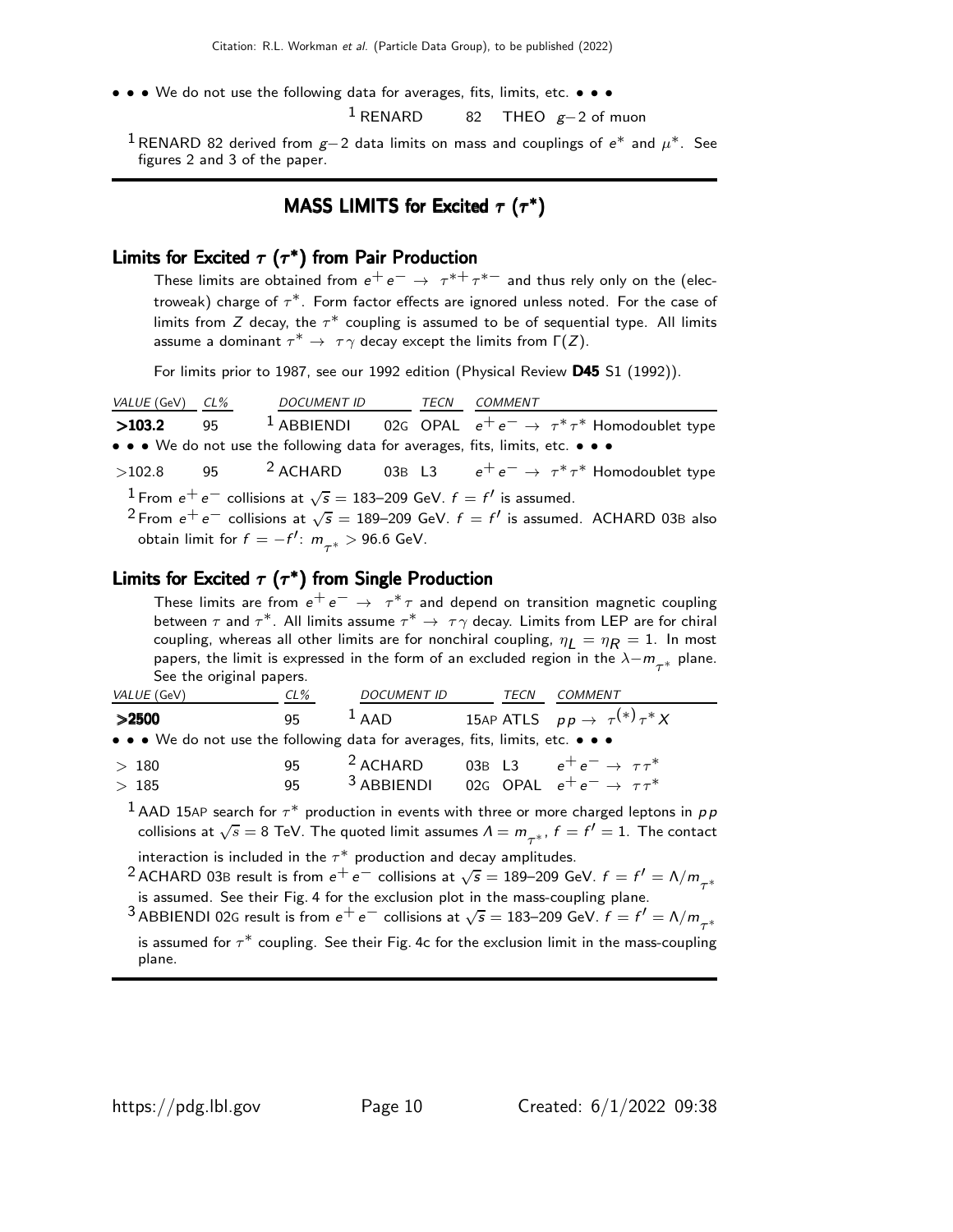• • • We do not use the following data for averages, fits, limits, etc. • • •

| | | | |
|---|---|---|---|
| | [1] RENARD | 82 THEO | $g-2$ of muon |

[1] RENARD 82 derived from $g-2$ data limits on mass and couplings of $e^*$ and $\mu^*$. See figures 2 and 3 of the paper.

## MASS LIMITS for Excited $\tau$ ($\tau^*$)

### Limits for Excited $\tau$ ($\tau^*$) from Pair Production

These limits are obtained from $e^+ e^- \rightarrow \tau^{*+} \tau^{*-}$ and thus rely only on the (electroweak) charge of $\tau^*$. Form factor effects are ignored unless noted. For the case of limits from $Z$ decay, the $\tau^*$ coupling is assumed to be of sequential type. All limits assume a dominant $\tau^* \rightarrow \tau\gamma$ decay except the limits from $\Gamma(Z)$.

For limits prior to 1987, see our 1992 edition (Physical Review **D45** S1 (1992)).

| VALUE (GeV) | CL% | DOCUMENT ID | | TECN | COMMENT |
|---|---|---|---|---|---|
| **>103.2** | 95 | [1] ABBIENDI | 02G | OPAL | $e^+ e^- \rightarrow \tau^* \tau^*$ Homodoublet type |
| • • • We do not use the following data for averages, fits, limits, etc. • • • | | | | | |
| >102.8 | 95 | [2] ACHARD | 03B | L3 | $e^+ e^- \rightarrow \tau^* \tau^*$ Homodoublet type |

[1] From $e^+ e^-$ collisions at $\sqrt{s}$ = 183–209 GeV. $f = f'$ is assumed.

[2] From $e^+ e^-$ collisions at $\sqrt{s}$ = 189–209 GeV. $f = f'$ is assumed. ACHARD 03B also obtain limit for $f = -f'$: $m_{\tau^*} >$ 96.6 GeV.

### Limits for Excited $\tau$ ($\tau^*$) from Single Production

These limits are from $e^+ e^- \rightarrow \tau^* \tau$ and depend on transition magnetic coupling between $\tau$ and $\tau^*$. All limits assume $\tau^* \rightarrow \tau\gamma$ decay. Limits from LEP are for chiral coupling, whereas all other limits are for nonchiral coupling, $\eta_L = \eta_R = 1$. In most papers, the limit is expressed in the form of an excluded region in the $\lambda - m_{\tau^*}$ plane. See the original papers.

| VALUE (GeV) | CL% | DOCUMENT ID | | TECN | COMMENT |
|---|---|---|---|---|---|
| **>2500** | 95 | [1] AAD | 15AP | ATLS | $pp \rightarrow \tau^{(*)} \tau^* X$ |
| • • • We do not use the following data for averages, fits, limits, etc. • • • | | | | | |
| > 180 | 95 | [2] ACHARD | 03B | L3 | $e^+ e^- \rightarrow \tau\tau^*$ |
| > 185 | 95 | [3] ABBIENDI | 02G | OPAL | $e^+ e^- \rightarrow \tau\tau^*$ |

[1] AAD 15AP search for $\tau^*$ production in events with three or more charged leptons in $pp$ collisions at $\sqrt{s}$ = 8 TeV. The quoted limit assumes $\Lambda = m_{\tau^*}$, $f = f' = 1$. The contact interaction is included in the $\tau^*$ production and decay amplitudes.

[2] ACHARD 03B result is from $e^+ e^-$ collisions at $\sqrt{s}$ = 189–209 GeV. $f = f' = \Lambda/m_{\tau^*}$ is assumed. See their Fig. 4 for the exclusion plot in the mass-coupling plane.

[3] ABBIENDI 02G result is from $e^+ e^-$ collisions at $\sqrt{s}$ = 183–209 GeV. $f = f' = \Lambda/m_{\tau^*}$ is assumed for $\tau^*$ coupling. See their Fig. 4c for the exclusion limit in the mass-coupling plane.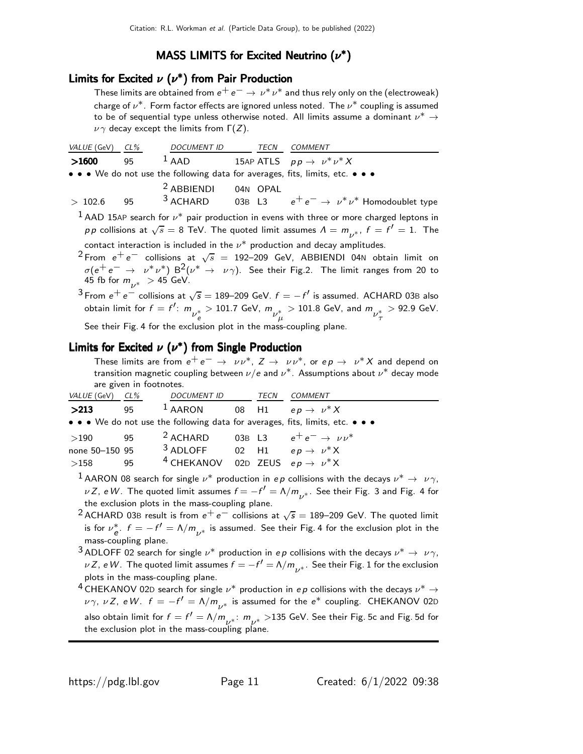## MASS LIMITS for Excited Neutrino ($\nu^*$)

### Limits for Excited $\nu$ ($\nu^*$) from Pair Production

These limits are obtained from $e^+e^- \to \nu^*\nu^*$ and thus rely only on the (electroweak) charge of $\nu^*$. Form factor effects are ignored unless noted. The $\nu^*$ coupling is assumed to be of sequential type unless otherwise noted. All limits assume a dominant $\nu^* \to \nu\gamma$ decay except the limits from $\Gamma(Z)$.

| VALUE (GeV) | CL% | DOCUMENT ID | | TECN | COMMENT |
|---|---|---|---|---|---|
| **>1600** | 95 | [1] AAD | 15AP | ATLS | $pp \to \nu^*\nu^* X$ |
| • • • We do not use the following data for averages, fits, limits, etc. • • • | | | | | |
| | | [2] ABBIENDI | 04N | OPAL | |
| $> 102.6$ | 95 | [3] ACHARD | 03B | L3 | $e^+e^- \to \nu^*\nu^*$ Homodoublet type |

[1] AAD 15AP search for $\nu^*$ pair production in evens with three or more charged leptons in $pp$ collisions at $\sqrt{s} = 8$ TeV. The quoted limit assumes $\Lambda = m_{\nu^*}$, $f = f' = 1$. The contact interaction is included in the $\nu^*$ production and decay amplitudes.

[2] From $e^+e^-$ collisions at $\sqrt{s} = 192$–$209$ GeV, ABBIENDI 04N obtain limit on $\sigma(e^+e^- \to \nu^*\nu^*)\, B^2(\nu^* \to \nu\gamma)$. See their Fig.2. The limit ranges from 20 to 45 fb for $m_{\nu^*} > 45$ GeV.

[3] From $e^+e^-$ collisions at $\sqrt{s} = 189$–$209$ GeV. $f = -f'$ is assumed. ACHARD 03B also obtain limit for $f = f'$: $m_{\nu_e^*} > 101.7$ GeV, $m_{\nu_\mu^*} > 101.8$ GeV, and $m_{\nu_\tau^*} > 92.9$ GeV. See their Fig. 4 for the exclusion plot in the mass-coupling plane.

### Limits for Excited $\nu$ ($\nu^*$) from Single Production

These limits are from $e^+e^- \to \nu\nu^*$, $Z \to \nu\nu^*$, or $ep \to \nu^* X$ and depend on transition magnetic coupling between $\nu/e$ and $\nu^*$. Assumptions about $\nu^*$ decay mode are given in footnotes.

| VALUE (GeV) | CL% | DOCUMENT ID | | TECN | COMMENT |
|---|---|---|---|---|---|
| **>213** | 95 | [1] AARON | 08 | H1 | $ep \to \nu^* X$ |
| • • • We do not use the following data for averages, fits, limits, etc. • • • | | | | | |
| $>190$ | 95 | [2] ACHARD | 03B | L3 | $e^+e^- \to \nu\nu^*$ |
| none 50–150 | 95 | [3] ADLOFF | 02 | H1 | $ep \to \nu^* X$ |
| $>158$ | 95 | [4] CHEKANOV | 02D | ZEUS | $ep \to \nu^* X$ |

[1] AARON 08 search for single $\nu^*$ production in $ep$ collisions with the decays $\nu^* \to \nu\gamma$, $\nu Z$, $eW$. The quoted limit assumes $f = -f' = \Lambda/m_{\nu^*}$. See their Fig. 3 and Fig. 4 for the exclusion plots in the mass-coupling plane.

[2] ACHARD 03B result is from $e^+e^-$ collisions at $\sqrt{s} = 189$–$209$ GeV. The quoted limit is for $\nu_e^*$. $f = -f' = \Lambda/m_{\nu^*}$ is assumed. See their Fig. 4 for the exclusion plot in the mass-coupling plane.

[3] ADLOFF 02 search for single $\nu^*$ production in $ep$ collisions with the decays $\nu^* \to \nu\gamma$, $\nu Z$, $eW$. The quoted limit assumes $f = -f' = \Lambda/m_{\nu^*}$. See their Fig. 1 for the exclusion plots in the mass-coupling plane.

[4] CHEKANOV 02D search for single $\nu^*$ production in $ep$ collisions with the decays $\nu^* \to \nu\gamma$, $\nu Z$, $eW$. $f = -f' = \Lambda/m_{\nu^*}$ is assumed for the $e^*$ coupling. CHEKANOV 02D also obtain limit for $f = f' = \Lambda/m_{\nu^*}$: $m_{\nu^*} > 135$ GeV. See their Fig. 5c and Fig. 5d for the exclusion plot in the mass-coupling plane.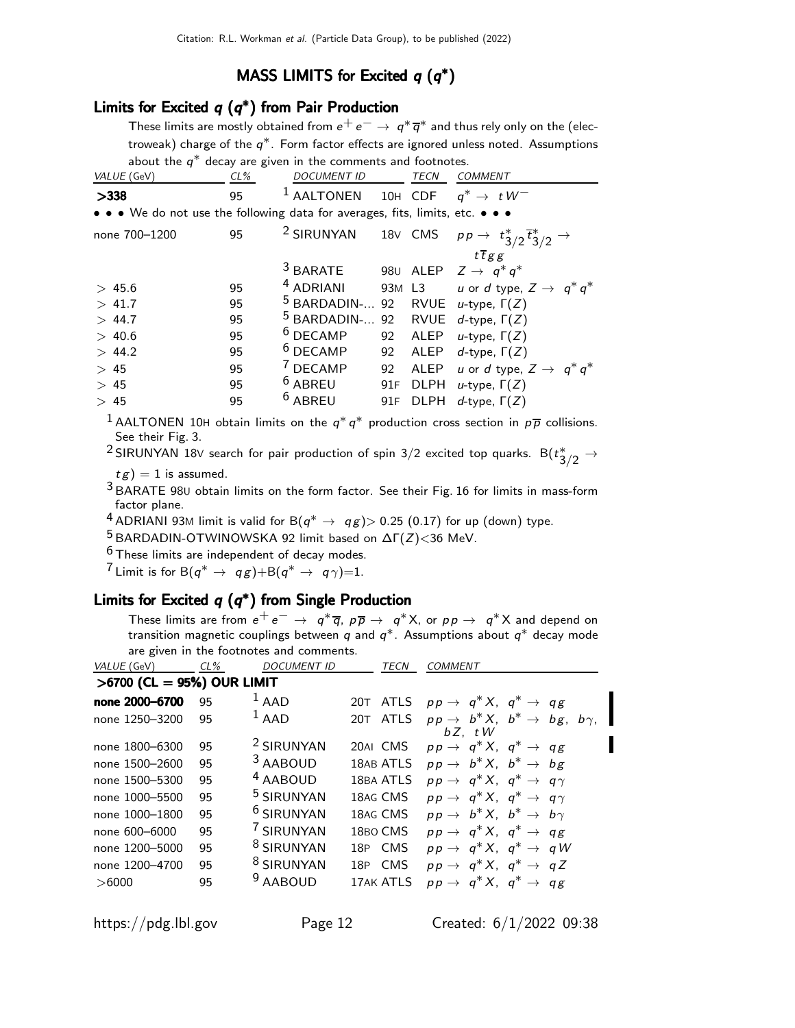## MASS LIMITS for Excited $q$ ($q^*$)

### Limits for Excited $q$ ($q^*$) from Pair Production

These limits are mostly obtained from $e^+e^- \to q^*\overline{q}^*$ and thus rely only on the (electroweak) charge of the $q^*$. Form factor effects are ignored unless noted. Assumptions about the $q^*$ decay are given in the comments and footnotes.

| VALUE (GeV) | CL% | DOCUMENT ID | | TECN | COMMENT |
|---|---|---|---|---|---|
| **>338** | 95 | [1] AALTONEN | 10H | CDF | $q^* \to tW^-$ |
| • • • We do not use the following data for averages, fits, limits, etc. • • • | | | | | |
| none 700–1200 | 95 | [2] SIRUNYAN | 18V | CMS | $pp \to t^*_{3/2}\overline{t}^*_{3/2} \to t\overline{t}gg$ |
| | | [3] BARATE | 98U | ALEP | $Z \to q^* q^*$ |
| $> 45.6$ | 95 | [4] ADRIANI | 93M | L3 | $u$ or $d$ type, $Z \to q^* q^*$ |
| $> 41.7$ | 95 | [5] BARDADIN-... | 92 | RVUE | $u$-type, $\Gamma(Z)$ |
| $> 44.7$ | 95 | [5] BARDADIN-... | 92 | RVUE | $d$-type, $\Gamma(Z)$ |
| $> 40.6$ | 95 | [6] DECAMP | 92 | ALEP | $u$-type, $\Gamma(Z)$ |
| $> 44.2$ | 95 | [6] DECAMP | 92 | ALEP | $d$-type, $\Gamma(Z)$ |
| $> 45$ | 95 | [7] DECAMP | 92 | ALEP | $u$ or $d$ type, $Z \to q^* q^*$ |
| $> 45$ | 95 | [6] ABREU | 91F | DLPH | $u$-type, $\Gamma(Z)$ |
| $> 45$ | 95 | [6] ABREU | 91F | DLPH | $d$-type, $\Gamma(Z)$ |

[1] AALTONEN 10H obtain limits on the $q^*q^*$ production cross section in $p\overline{p}$ collisions. See their Fig. 3.

[2] SIRUNYAN 18V search for pair production of spin 3/2 excited top quarks. $B(t^*_{3/2} \to tg) = 1$ is assumed.

[3] BARATE 98U obtain limits on the form factor. See their Fig. 16 for limits in mass-form factor plane.

[4] ADRIANI 93M limit is valid for $B(q^* \to qg) > 0.25$ (0.17) for up (down) type.

[5] BARDADIN-OTWINOWSKA 92 limit based on $\Delta\Gamma(Z) < 36$ MeV.

[6] These limits are independent of decay modes.

[7] Limit is for $B(q^* \to qg) + B(q^* \to q\gamma) = 1$.

### Limits for Excited $q$ ($q^*$) from Single Production

These limits are from $e^+e^- \to q^*\overline{q}$, $p\overline{p} \to q^*X$, or $pp \to q^*X$ and depend on transition magnetic couplings between $q$ and $q^*$. Assumptions about $q^*$ decay mode are given in the footnotes and comments.

| VALUE (GeV) | CL% | DOCUMENT ID | | TECN | COMMENT |
|---|---|---|---|---|---|
| **>6700 (CL = 95%) OUR LIMIT** | | | | | |
| **none 2000–6700** | 95 | [1] AAD | 20T | ATLS | $pp \to q^*X,\ q^* \to qg$ |
| none 1250–3200 | 95 | [1] AAD | 20T | ATLS | $pp \to b^*X,\ b^* \to bg,\ b\gamma,\ bZ,\ tW$ |
| none 1800–6300 | 95 | [2] SIRUNYAN | 20AI | CMS | $pp \to q^*X,\ q^* \to qg$ |
| none 1500–2600 | 95 | [3] AABOUD | 18AB | ATLS | $pp \to b^*X,\ b^* \to bg$ |
| none 1500–5300 | 95 | [4] AABOUD | 18BA | ATLS | $pp \to q^*X,\ q^* \to q\gamma$ |
| none 1000–5500 | 95 | [5] SIRUNYAN | 18AG | CMS | $pp \to q^*X,\ q^* \to q\gamma$ |
| none 1000–1800 | 95 | [6] SIRUNYAN | 18AG | CMS | $pp \to b^*X,\ b^* \to b\gamma$ |
| none 600–6000 | 95 | [7] SIRUNYAN | 18BO | CMS | $pp \to q^*X,\ q^* \to qg$ |
| none 1200–5000 | 95 | [8] SIRUNYAN | 18P | CMS | $pp \to q^*X,\ q^* \to qW$ |
| none 1200–4700 | 95 | [8] SIRUNYAN | 18P | CMS | $pp \to q^*X,\ q^* \to qZ$ |
| >6000 | 95 | [9] AABOUD | 17AK | ATLS | $pp \to q^*X,\ q^* \to qg$ |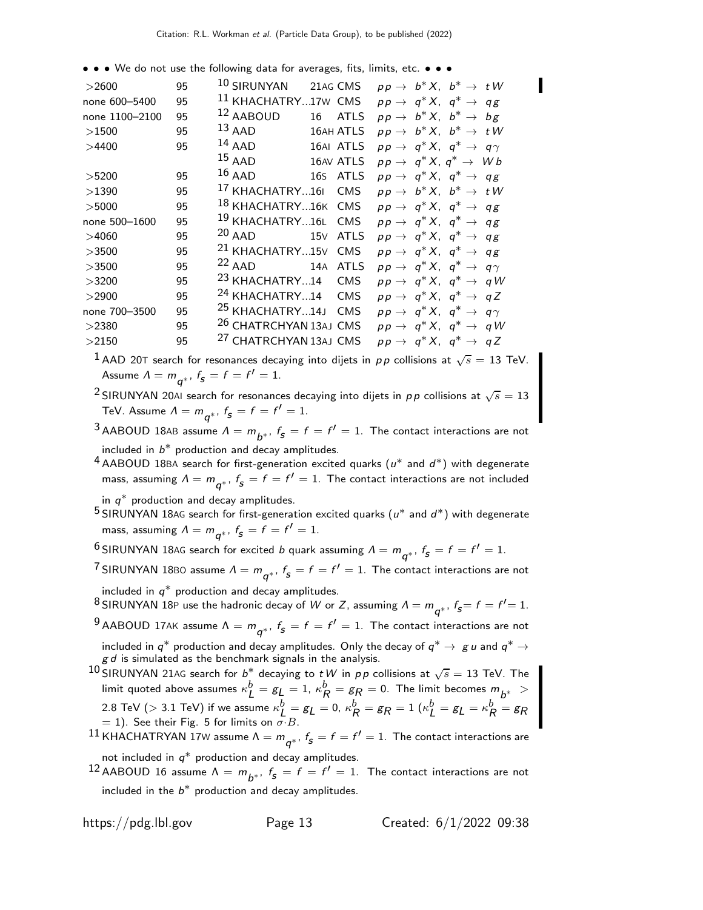• • • We do not use the following data for averages, fits, limits, etc. • • •

| | | | | | |
|---|---|---|---|---|---|
| >2600 | 95 | [10] SIRUNYAN | 21AG | CMS | $pp \to b^* X,\ b^* \to tW$ |
| none 600–5400 | 95 | [11] KHACHATRY...17W | | CMS | $pp \to q^* X,\ q^* \to qg$ |
| none 1100–2100 | 95 | [12] AABOUD | 16 | ATLS | $pp \to b^* X,\ b^* \to bg$ |
| >1500 | 95 | [13] AAD | 16AH | ATLS | $pp \to b^* X,\ b^* \to tW$ |
| >4400 | 95 | [14] AAD | 16AI | ATLS | $pp \to q^* X,\ q^* \to q\gamma$ |
| | | [15] AAD | 16AV | ATLS | $pp \to q^* X,\ q^* \to Wb$ |
| >5200 | 95 | [16] AAD | 16S | ATLS | $pp \to q^* X,\ q^* \to qg$ |
| >1390 | 95 | [17] KHACHATRY...16I | | CMS | $pp \to b^* X,\ b^* \to tW$ |
| >5000 | 95 | [18] KHACHATRY...16K | | CMS | $pp \to q^* X,\ q^* \to qg$ |
| none 500–1600 | 95 | [19] KHACHATRY...16L | | CMS | $pp \to q^* X,\ q^* \to qg$ |
| >4060 | 95 | [20] AAD | 15V | ATLS | $pp \to q^* X,\ q^* \to qg$ |
| >3500 | 95 | [21] KHACHATRY...15V | | CMS | $pp \to q^* X,\ q^* \to qg$ |
| >3500 | 95 | [22] AAD | 14A | ATLS | $pp \to q^* X,\ q^* \to q\gamma$ |
| >3200 | 95 | [23] KHACHATRY...14 | | CMS | $pp \to q^* X,\ q^* \to qW$ |
| >2900 | 95 | [24] KHACHATRY...14 | | CMS | $pp \to q^* X,\ q^* \to qZ$ |
| none 700–3500 | 95 | [25] KHACHATRY...14J | | CMS | $pp \to q^* X,\ q^* \to q\gamma$ |
| >2380 | 95 | [26] CHATRCHYAN | 13AJ | CMS | $pp \to q^* X,\ q^* \to qW$ |
| >2150 | 95 | [27] CHATRCHYAN | 13AJ | CMS | $pp \to q^* X,\ q^* \to qZ$ |

[1] AAD 20T search for resonances decaying into dijets in $pp$ collisions at $\sqrt{s} = 13$ TeV. Assume $\Lambda = m_{q^*}$, $f_s = f = f' = 1$.

[2] SIRUNYAN 20AI search for resonances decaying into dijets in $pp$ collisions at $\sqrt{s} = 13$ TeV. Assume $\Lambda = m_{q^*}$, $f_s = f = f' = 1$.

[3] AABOUD 18AB assume $\Lambda = m_{b^*}$, $f_s = f = f' = 1$. The contact interactions are not included in $b^*$ production and decay amplitudes.

[4] AABOUD 18BA search for first-generation excited quarks ($u^*$ and $d^*$) with degenerate mass, assuming $\Lambda = m_{q^*}$, $f_s = f = f' = 1$. The contact interactions are not included in $q^*$ production and decay amplitudes.

[5] SIRUNYAN 18AG search for first-generation excited quarks ($u^*$ and $d^*$) with degenerate mass, assuming $\Lambda = m_{q^*}$, $f_s = f = f' = 1$.

[6] SIRUNYAN 18AG search for excited $b$ quark assuming $\Lambda = m_{q^*}$, $f_s = f = f' = 1$.

[7] SIRUNYAN 18BO assume $\Lambda = m_{q^*}$, $f_s = f = f' = 1$. The contact interactions are not included in $q^*$ production and decay amplitudes.

[8] SIRUNYAN 18P use the hadronic decay of $W$ or $Z$, assuming $\Lambda = m_{q^*}$, $f_s = f = f' = 1$.

[9] AABOUD 17AK assume $\Lambda = m_{q^*}$, $f_s = f = f' = 1$. The contact interactions are not included in $q^*$ production and decay amplitudes. Only the decay of $q^* \to g u$ and $q^* \to g d$ is simulated as the benchmark signals in the analysis.

[10] SIRUNYAN 21AG search for $b^*$ decaying to $tW$ in $pp$ collisions at $\sqrt{s} = 13$ TeV. The limit quoted above assumes $\kappa^b_L = g_L = 1$, $\kappa^b_R = g_R = 0$. The limit becomes $m_{b^*} >$ 2.8 TeV (> 3.1 TeV) if we assume $\kappa^b_L = g_L = 0$, $\kappa^b_R = g_R = 1$ ($\kappa^b_L = g_L = \kappa^b_R = g_R = 1$). See their Fig. 5 for limits on $\sigma \cdot B$.

[11] KHACHATRYAN 17W assume $\Lambda = m_{q^*}$, $f_s = f = f' = 1$. The contact interactions are not included in $q^*$ production and decay amplitudes.

[12] AABOUD 16 assume $\Lambda = m_{b^*}$, $f_s = f = f' = 1$. The contact interactions are not included in the $b^*$ production and decay amplitudes.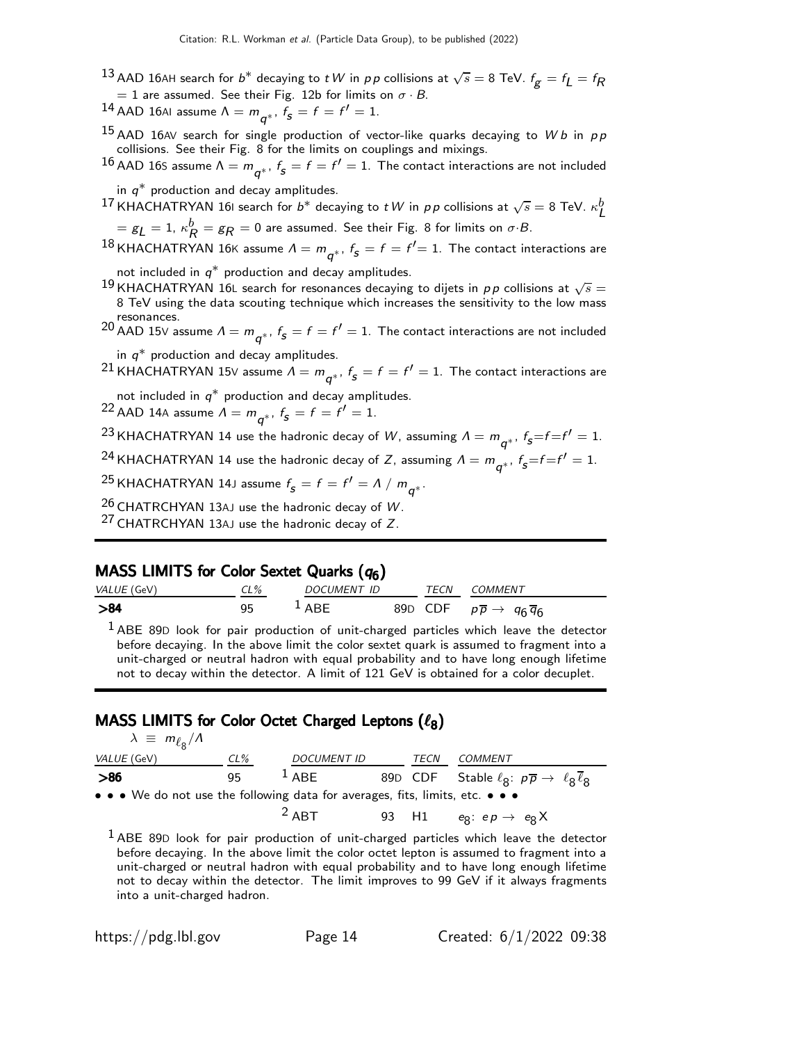[13] AAD 16AH search for $b^*$ decaying to $tW$ in $pp$ collisions at $\sqrt{s} = 8$ TeV. $f_g = f_L = f_R = 1$ are assumed. See their Fig. 12b for limits on $\sigma \cdot B$.

[14] AAD 16AI assume $\Lambda = m_{q^*}$, $f_s = f = f' = 1$.

[15] AAD 16AV search for single production of vector-like quarks decaying to $Wb$ in $pp$ collisions. See their Fig. 8 for the limits on couplings and mixings.

[16] AAD 16S assume $\Lambda = m_{q^*}$, $f_s = f = f' = 1$. The contact interactions are not included in $q^*$ production and decay amplitudes.

[17] KHACHATRYAN 16I search for $b^*$ decaying to $tW$ in $pp$ collisions at $\sqrt{s} = 8$ TeV. $\kappa_L^b = g_L = 1$, $\kappa_R^b = g_R = 0$ are assumed. See their Fig. 8 for limits on $\sigma \cdot B$.

[18] KHACHATRYAN 16K assume $\Lambda = m_{q^*}$, $f_s = f = f' = 1$. The contact interactions are not included in $q^*$ production and decay amplitudes.

[19] KHACHATRYAN 16L search for resonances decaying to dijets in $pp$ collisions at $\sqrt{s} = 8$ TeV using the data scouting technique which increases the sensitivity to the low mass resonances.

[20] AAD 15V assume $\Lambda = m_{q^*}$, $f_s = f = f' = 1$. The contact interactions are not included in $q^*$ production and decay amplitudes.

[21] KHACHATRYAN 15V assume $\Lambda = m_{q^*}$, $f_s = f = f' = 1$. The contact interactions are not included in $q^*$ production and decay amplitudes.

[22] AAD 14A assume $\Lambda = m_{q^*}$, $f_s = f = f' = 1$.

[23] KHACHATRYAN 14 use the hadronic decay of $W$, assuming $\Lambda = m_{q^*}$, $f_s = f = f' = 1$.

[24] KHACHATRYAN 14 use the hadronic decay of $Z$, assuming $\Lambda = m_{q^*}$, $f_s = f = f' = 1$.

[25] KHACHATRYAN 14J assume $f_s = f = f' = \Lambda / m_{q^*}$.

[26] CHATRCHYAN 13AJ use the hadronic decay of $W$.

[27] CHATRCHYAN 13AJ use the hadronic decay of $Z$.

## MASS LIMITS for Color Sextet Quarks ($q_6$)

| VALUE (GeV) | CL% | DOCUMENT ID | | TECN | COMMENT |
|---|---|---|---|---|---|
| **>84** | 95 | [1] ABE | 89D | CDF | $p\overline{p} \rightarrow q_6 \overline{q}_6$ |

[1] ABE 89D look for pair production of unit-charged particles which leave the detector before decaying. In the above limit the color sextet quark is assumed to fragment into a unit-charged or neutral hadron with equal probability and to have long enough lifetime not to decay within the detector. A limit of 121 GeV is obtained for a color decuplet.

## MASS LIMITS for Color Octet Charged Leptons ($\ell_8$)

$\lambda \equiv m_{\ell_8}/\Lambda$

| VALUE (GeV) | CL% | DOCUMENT ID | | TECN | COMMENT |
|---|---|---|---|---|---|
| **>86** | 95 | [1] ABE | 89D | CDF | Stable $\ell_8$: $p\overline{p} \rightarrow \ell_8 \overline{\ell}_8$ |
| • • • We do not use the following data for averages, fits, limits, etc. • • • | | | | | |
| | | [2] ABT | 93 | H1 | $e_8$: $ep \rightarrow e_8 X$ |

[1] ABE 89D look for pair production of unit-charged particles which leave the detector before decaying. In the above limit the color octet lepton is assumed to fragment into a unit-charged or neutral hadron with equal probability and to have long enough lifetime not to decay within the detector. The limit improves to 99 GeV if it always fragments into a unit-charged hadron.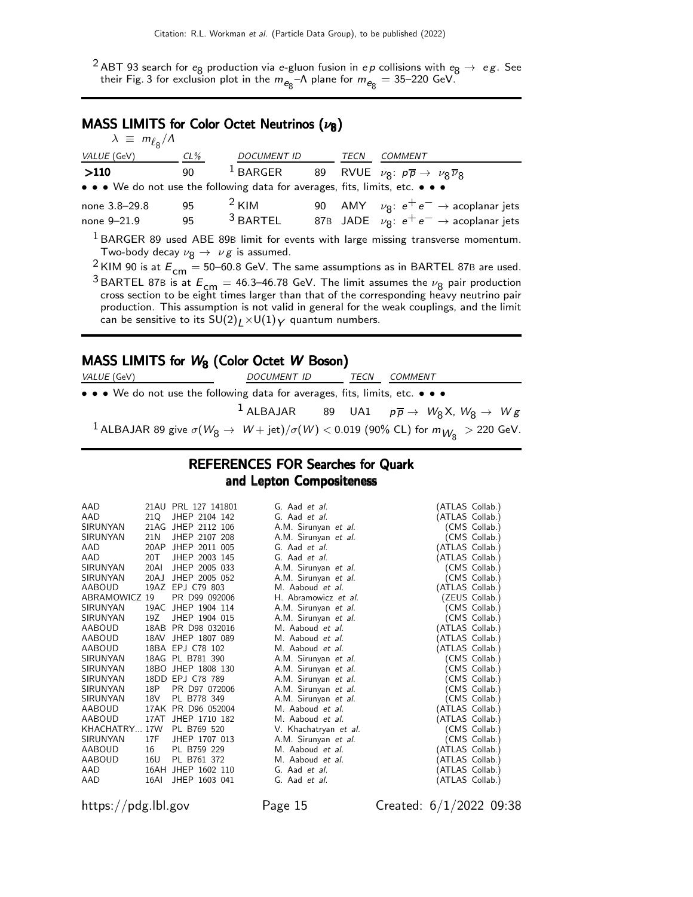[2] ABT 93 search for $e_8$ production via $e$-gluon fusion in $ep$ collisions with $e_8 \to eg$. See their Fig. 3 for exclusion plot in the $m_{e_8}$–$\Lambda$ plane for $m_{e_8}$ = 35–220 GeV.

## MASS LIMITS for Color Octet Neutrinos ($\nu_8$)

$\lambda \equiv m_{\ell_8}/\Lambda$

| VALUE (GeV) | CL% | DOCUMENT ID | | TECN | COMMENT |
|---|---|---|---|---|---|
| **>110** | 90 | [1] BARGER | 89 | RVUE | $\nu_8$: $p\overline{p} \to \nu_8 \overline{\nu}_8$ |
| • • • We do not use the following data for averages, fits, limits, etc. • • • | | | | | |
| none 3.8–29.8 | 95 | [2] KIM | 90 | AMY | $\nu_8$: $e^+e^- \to$ acoplanar jets |
| none 9–21.9 | 95 | [3] BARTEL | 87B | JADE | $\nu_8$: $e^+e^- \to$ acoplanar jets |

[1] BARGER 89 used ABE 89B limit for events with large missing transverse momentum. Two-body decay $\nu_8 \to \nu g$ is assumed.

[2] KIM 90 is at $E_{\rm cm}$ = 50–60.8 GeV. The same assumptions as in BARTEL 87B are used.

[3] BARTEL 87B is at $E_{\rm cm}$ = 46.3–46.78 GeV. The limit assumes the $\nu_8$ pair production cross section to be eight times larger than that of the corresponding heavy neutrino pair production. This assumption is not valid in general for the weak couplings, and the limit can be sensitive to its $SU(2)_L \times U(1)_Y$ quantum numbers.

## MASS LIMITS for $W_8$ (Color Octet $W$ Boson)

| VALUE (GeV) | DOCUMENT ID | | TECN | COMMENT |
|---|---|---|---|---|
| • • • We do not use the following data for averages, fits, limits, etc. • • • | | | | |
| | [1] ALBAJAR | 89 | UA1 | $p\overline{p} \to W_8 X$, $W_8 \to W g$ |

[1] ALBAJAR 89 give $\sigma(W_8 \to W + \text{jet})/\sigma(W) < 0.019$ (90% CL) for $m_{W_8} > 220$ GeV.

## REFERENCES FOR Searches for Quark and Lepton Compositeness

| | | | | |
|---|---|---|---|---|
| AAD | 21AU | PRL 127 141801 | G. Aad *et al.* | (ATLAS Collab.) |
| AAD | 21Q | JHEP 2104 142 | G. Aad *et al.* | (ATLAS Collab.) |
| SIRUNYAN | 21AG | JHEP 2112 106 | A.M. Sirunyan *et al.* | (CMS Collab.) |
| SIRUNYAN | 21N | JHEP 2107 208 | A.M. Sirunyan *et al.* | (CMS Collab.) |
| AAD | 20AP | JHEP 2011 005 | G. Aad *et al.* | (ATLAS Collab.) |
| AAD | 20T | JHEP 2003 145 | G. Aad *et al.* | (ATLAS Collab.) |
| SIRUNYAN | 20AI | JHEP 2005 033 | A.M. Sirunyan *et al.* | (CMS Collab.) |
| SIRUNYAN | 20AJ | JHEP 2005 052 | A.M. Sirunyan *et al.* | (CMS Collab.) |
| AABOUD | 19AZ | EPJ C79 803 | M. Aaboud *et al.* | (ATLAS Collab.) |
| ABRAMOWICZ | 19 | PR D99 092006 | H. Abramowicz *et al.* | (ZEUS Collab.) |
| SIRUNYAN | 19AC | JHEP 1904 114 | A.M. Sirunyan *et al.* | (CMS Collab.) |
| SIRUNYAN | 19Z | JHEP 1904 015 | A.M. Sirunyan *et al.* | (CMS Collab.) |
| AABOUD | 18AB | PR D98 032016 | M. Aaboud *et al.* | (ATLAS Collab.) |
| AABOUD | 18AV | JHEP 1807 089 | M. Aaboud *et al.* | (ATLAS Collab.) |
| AABOUD | 18BA | EPJ C78 102 | M. Aaboud *et al.* | (ATLAS Collab.) |
| SIRUNYAN | 18AG | PL B781 390 | A.M. Sirunyan *et al.* | (CMS Collab.) |
| SIRUNYAN | 18BO | JHEP 1808 130 | A.M. Sirunyan *et al.* | (CMS Collab.) |
| SIRUNYAN | 18DD | EPJ C78 789 | A.M. Sirunyan *et al.* | (CMS Collab.) |
| SIRUNYAN | 18P | PR D97 072006 | A.M. Sirunyan *et al.* | (CMS Collab.) |
| SIRUNYAN | 18V | PL B778 349 | A.M. Sirunyan *et al.* | (CMS Collab.) |
| AABOUD | 17AK | PR D96 052004 | M. Aaboud *et al.* | (ATLAS Collab.) |
| AABOUD | 17AT | JHEP 1710 182 | M. Aaboud *et al.* | (ATLAS Collab.) |
| KHACHATRY... | 17W | PL B769 520 | V. Khachatryan *et al.* | (CMS Collab.) |
| SIRUNYAN | 17F | JHEP 1707 013 | A.M. Sirunyan *et al.* | (CMS Collab.) |
| AABOUD | 16 | PL B759 229 | M. Aaboud *et al.* | (ATLAS Collab.) |
| AABOUD | 16U | PL B761 372 | M. Aaboud *et al.* | (ATLAS Collab.) |
| AAD | 16AH | JHEP 1602 110 | G. Aad *et al.* | (ATLAS Collab.) |
| AAD | 16AI | JHEP 1603 041 | G. Aad *et al.* | (ATLAS Collab.) |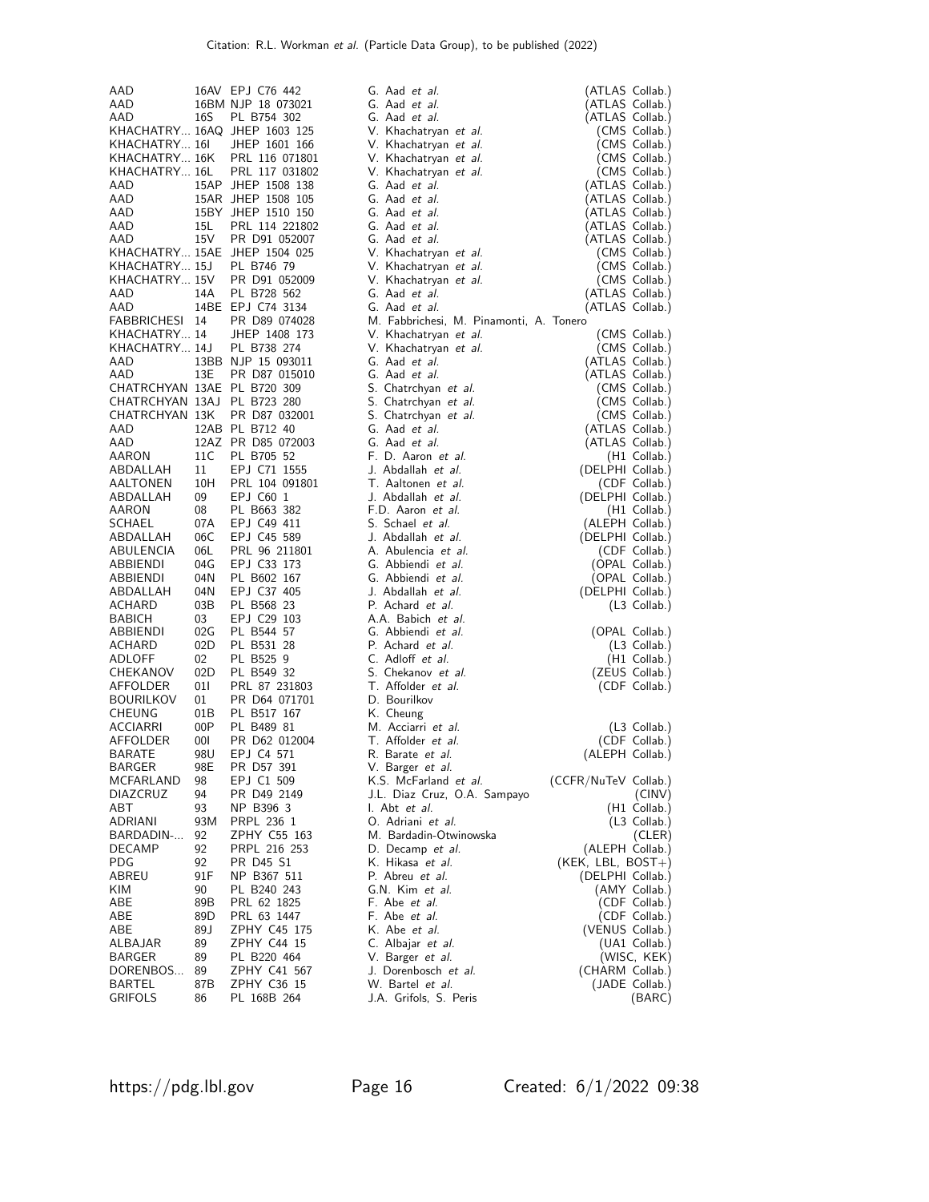| | | | | |
|---|---|---|---|---|
| AAD | 16AV | EPJ C76 442 | G. Aad *et al.* | (ATLAS Collab.) |
| AAD | 16BM | NJP 18 073021 | G. Aad *et al.* | (ATLAS Collab.) |
| AAD | 16S | PL B754 302 | G. Aad *et al.* | (ATLAS Collab.) |
| KHACHATRY... | 16AQ | JHEP 1603 125 | V. Khachatryan *et al.* | (CMS Collab.) |
| KHACHATRY... | 16I | JHEP 1601 166 | V. Khachatryan *et al.* | (CMS Collab.) |
| KHACHATRY... | 16K | PRL 116 071801 | V. Khachatryan *et al.* | (CMS Collab.) |
| KHACHATRY... | 16L | PRL 117 031802 | V. Khachatryan *et al.* | (CMS Collab.) |
| AAD | 15AP | JHEP 1508 138 | G. Aad *et al.* | (ATLAS Collab.) |
| AAD | 15AR | JHEP 1508 105 | G. Aad *et al.* | (ATLAS Collab.) |
| AAD | 15BY | JHEP 1510 150 | G. Aad *et al.* | (ATLAS Collab.) |
| AAD | 15L | PRL 114 221802 | G. Aad *et al.* | (ATLAS Collab.) |
| AAD | 15V | PR D91 052007 | G. Aad *et al.* | (ATLAS Collab.) |
| KHACHATRY... | 15AE | JHEP 1504 025 | V. Khachatryan *et al.* | (CMS Collab.) |
| KHACHATRY... | 15J | PL B746 79 | V. Khachatryan *et al.* | (CMS Collab.) |
| KHACHATRY... | 15V | PR D91 052009 | V. Khachatryan *et al.* | (CMS Collab.) |
| AAD | 14A | PL B728 562 | G. Aad *et al.* | (ATLAS Collab.) |
| AAD | 14BE | EPJ C74 3134 | G. Aad *et al.* | (ATLAS Collab.) |
| FABBRICHESI | 14 | PR D89 074028 | M. Fabbrichesi, M. Pinamonti, A. Tonero | |
| KHACHATRY... | 14 | JHEP 1408 173 | V. Khachatryan *et al.* | (CMS Collab.) |
| KHACHATRY... | 14J | PL B738 274 | V. Khachatryan *et al.* | (CMS Collab.) |
| AAD | 13BB | NJP 15 093011 | G. Aad *et al.* | (ATLAS Collab.) |
| AAD | 13E | PR D87 015010 | G. Aad *et al.* | (ATLAS Collab.) |
| CHATRCHYAN | 13AE | PL B720 309 | S. Chatrchyan *et al.* | (CMS Collab.) |
| CHATRCHYAN | 13AJ | PL B723 280 | S. Chatrchyan *et al.* | (CMS Collab.) |
| CHATRCHYAN | 13K | PR D87 032001 | S. Chatrchyan *et al.* | (CMS Collab.) |
| AAD | 12AB | PL B712 40 | G. Aad *et al.* | (ATLAS Collab.) |
| AAD | 12AZ | PR D85 072003 | G. Aad *et al.* | (ATLAS Collab.) |
| AARON | 11C | PL B705 52 | F. D. Aaron *et al.* | (H1 Collab.) |
| ABDALLAH | 11 | EPJ C71 1555 | J. Abdallah *et al.* | (DELPHI Collab.) |
| AALTONEN | 10H | PRL 104 091801 | T. Aaltonen *et al.* | (CDF Collab.) |
| ABDALLAH | 09 | EPJ C60 1 | J. Abdallah *et al.* | (DELPHI Collab.) |
| AARON | 08 | PL B663 382 | F.D. Aaron *et al.* | (H1 Collab.) |
| SCHAEL | 07A | EPJ C49 411 | S. Schael *et al.* | (ALEPH Collab.) |
| ABDALLAH | 06C | EPJ C45 589 | J. Abdallah *et al.* | (DELPHI Collab.) |
| ABULENCIA | 06L | PRL 96 211801 | A. Abulencia *et al.* | (CDF Collab.) |
| ABBIENDI | 04G | EPJ C33 173 | G. Abbiendi *et al.* | (OPAL Collab.) |
| ABBIENDI | 04N | PL B602 167 | G. Abbiendi *et al.* | (OPAL Collab.) |
| ABDALLAH | 04N | EPJ C37 405 | J. Abdallah *et al.* | (DELPHI Collab.) |
| ACHARD | 03B | PL B568 23 | P. Achard *et al.* | (L3 Collab.) |
| BABICH | 03 | EPJ C29 103 | A.A. Babich *et al.* | |
| ABBIENDI | 02G | PL B544 57 | G. Abbiendi *et al.* | (OPAL Collab.) |
| ACHARD | 02D | PL B531 28 | P. Achard *et al.* | (L3 Collab.) |
| ADLOFF | 02 | PL B525 9 | C. Adloff *et al.* | (H1 Collab.) |
| CHEKANOV | 02D | PL B549 32 | S. Chekanov *et al.* | (ZEUS Collab.) |
| AFFOLDER | 01I | PRL 87 231803 | T. Affolder *et al.* | (CDF Collab.) |
| BOURILKOV | 01 | PR D64 071701 | D. Bourilkov | |
| CHEUNG | 01B | PL B517 167 | K. Cheung | |
| ACCIARRI | 00P | PL B489 81 | M. Acciarri *et al.* | (L3 Collab.) |
| AFFOLDER | 00I | PR D62 012004 | T. Affolder *et al.* | (CDF Collab.) |
| BARATE | 98U | EPJ C4 571 | R. Barate *et al.* | (ALEPH Collab.) |
| BARGER | 98E | PR D57 391 | V. Barger *et al.* | |
| MCFARLAND | 98 | EPJ C1 509 | K.S. McFarland *et al.* | (CCFR/NuTeV Collab.) |
| DIAZCRUZ | 94 | PR D49 2149 | J.L. Diaz Cruz, O.A. Sampayo | (CINV) |
| ABT | 93 | NP B396 3 | I. Abt *et al.* | (H1 Collab.) |
| ADRIANI | 93M | PRPL 236 1 | O. Adriani *et al.* | (L3 Collab.) |
| BARDADIN-... | 92 | ZPHY C55 163 | M. Bardadin-Otwinowska | (CLER) |
| DECAMP | 92 | PRPL 216 253 | D. Decamp *et al.* | (ALEPH Collab.) |
| PDG | 92 | PR D45 S1 | K. Hikasa *et al.* | (KEK, LBL, BOST+) |
| ABREU | 91F | NP B367 511 | P. Abreu *et al.* | (DELPHI Collab.) |
| KIM | 90 | PL B240 243 | G.N. Kim *et al.* | (AMY Collab.) |
| ABE | 89B | PRL 62 1825 | F. Abe *et al.* | (CDF Collab.) |
| ABE | 89D | PRL 63 1447 | F. Abe *et al.* | (CDF Collab.) |
| ABE | 89J | ZPHY C45 175 | K. Abe *et al.* | (VENUS Collab.) |
| ALBAJAR | 89 | ZPHY C44 15 | C. Albajar *et al.* | (UA1 Collab.) |
| BARGER | 89 | PL B220 464 | V. Barger *et al.* | (WISC, KEK) |
| DORENBOS... | 89 | ZPHY C41 567 | J. Dorenbosch *et al.* | (CHARM Collab.) |
| BARTEL | 87B | ZPHY C36 15 | W. Bartel *et al.* | (JADE Collab.) |
| GRIFOLS | 86 | PL 168B 264 | J.A. Grifols, S. Peris | (BARC) |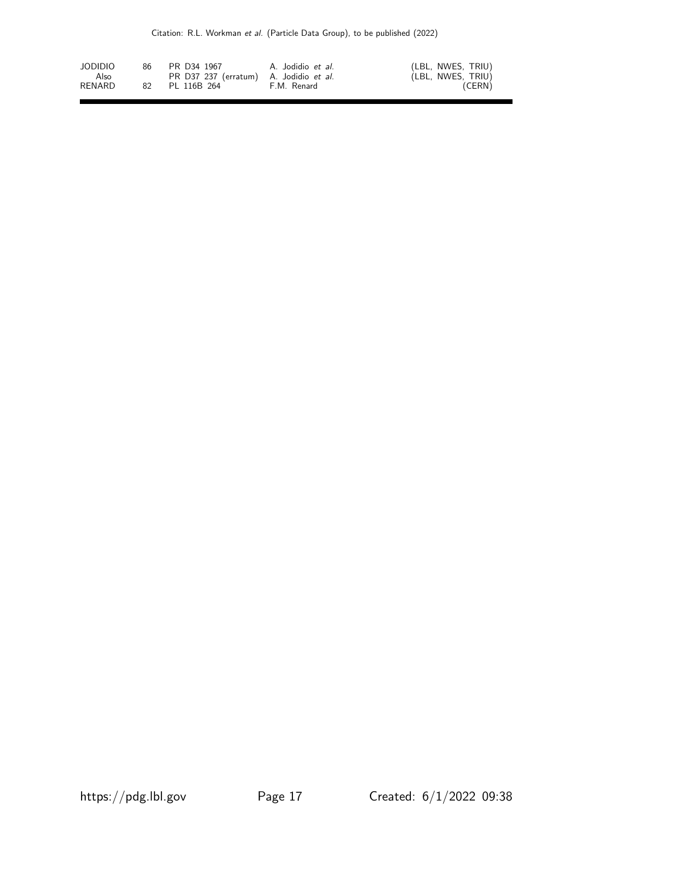| | | | | |
|---|---|---|---|---|
| JODIDIO | 86 | PR D34 1967 | A. Jodidio *et al.* | (LBL, NWES, TRIU) |
| Also | | PR D37 237 (erratum) | A. Jodidio *et al.* | (LBL, NWES, TRIU) |
| RENARD | 82 | PL 116B 264 | F.M. Renard | (CERN) |